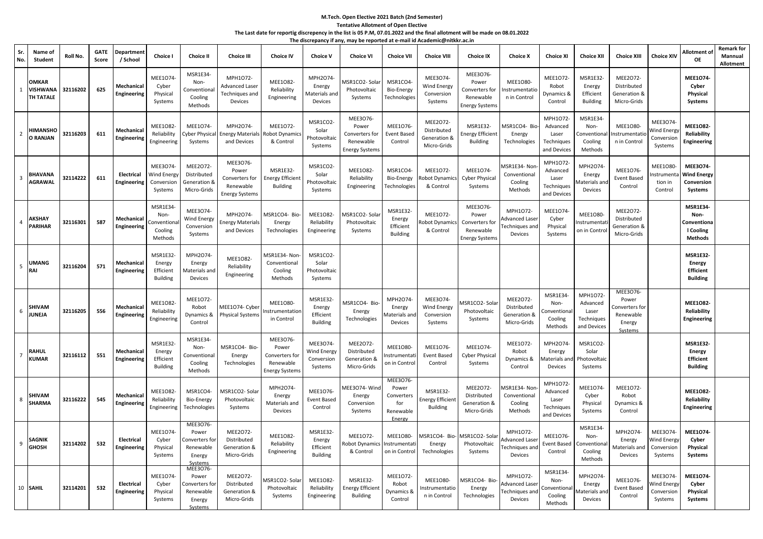**M.Tech. Open Elective 2021 Batch (2nd Semester)**

**Tentative Allotment of Open Elective**

**The Last date for reportig discrepency in the list is 05 P.M, 07.01.2022 and the final allotment will be made on 08.01.2022**

**The discrepancy if any, may be reported at e-mail id Academic@nitkkr.ac.in**

| Sr. No. | Name of Student | Roll No. | GATE Score | Department / School | Choice I | Choice II | Choice III | Choice IV | Choice V | Choice VI | Choice VII | Choice VIII | Choice IX | Choice X | Choice XI | Choice XII | Choice XIII | Choice XIV | Allotment of OE | Remark for Mannual Allotment |
|---|---|---|---|---|---|---|---|---|---|---|---|---|---|---|---|---|---|---|---|---|
| 1 | OMKAR VISHWANATH TATALE | 32116202 | 625 | Mechanical Engineering | MEE1O74- Cyber Physical Systems | MSR1E34- Non-Conventional Cooling Methods | MPH1O72- Advanced Laser Techniques and Devices | MEE1O82- Reliability Engineering | MPH2O74- Energy Materials and Devices | MSR1CO2- Solar Photovoltaic Systems | MSR1CO4- Bio-Energy Technologies | MEE3O74- Wind Energy Conversion Systems | MEE3O76- Power Converters for Renewable Energy Systems | MEE1O80- Instrumentation in Control | MEE1O72- Robot Dynamics & Control | MSR1E32- Energy Efficient Building | MEE2O72- Distributed Generation & Micro-Grids | | MEE1O74- Cyber Physical Systems | |
| 2 | HIMANSHO O RANJAN | 32116203 | 611 | Mechanical Engineering | MEE1O82- Reliability Engineering | MEE1O74- Cyber Physical Systems | MPH2O74- Energy Materials and Devices | MEE1O72- Robot Dynamics & Control | MSR1CO2- Solar Photovoltaic Systems | MEE3O76- Power Converters for Renewable Energy Systems | MEE1O76- Event Based Control | MEE2O72- Distributed Generation & Micro-Grids | MSR1E32- Energy Efficient Building | MSR1CO4- Bio-Energy Technologies | MPH1O72- Advanced Laser Techniques and Devices | MSR1E34- Non-Conventional Cooling Methods | MEE1O80- Instrumentation in Control | MEE3O74- Wind Energy Conversion Systems | MEE1O82- Reliability Engineering | |
| 3 | BHAVANA AGRAWAL | 32114222 | 611 | Electrical Engineering | MEE3O74- Wind Energy Conversion Systems | MEE2O72- Distributed Generation & Micro-Grids | MEE3O76- Power Converters for Renewable Energy Systems | MSR1E32- Energy Efficient Building | MSR1CO2- Solar Photovoltaic Systems | MEE1O82- Reliability Engineering | MSR1CO4- Bio-Energy Technologies | MEE1O72- Robot Dynamics & Control | MEE1O74- Cyber Physical Systems | MSR1E34- Non-Conventional Cooling Methods | MPH1O72- Advanced Laser Techniques and Devices | MPH2O74- Energy Materials and Devices | MEE1O76- Event Based Control | MEE1O80- Instrumentation in Control | MEE3O74- Wind Energy Conversion Systems | |
| 4 | AKSHAY PARIHAR | 32116301 | 587 | Mechanical Engineering | MSR1E34- Non-Conventional Cooling Methods | MEE3O74- Wind Energy Conversion Systems | MPH2O74- Energy Materials and Devices | MSR1CO4- Bio-Energy Technologies | MEE1O82- Reliability Engineering | MSR1CO2- Solar Photovoltaic Systems | MSR1E32- Energy Efficient Building | MEE1O72- Robot Dynamics & Control | MEE3O76- Power Converters for Renewable Energy Systems | MPH1O72- Advanced Laser Techniques and Devices | MEE1O74- Cyber Physical Systems | MEE1O80- Instrumentation in Control | MEE2O72- Distributed Generation & Micro-Grids | | MSR1E34- Non-Conventional Cooling Methods | |
| 5 | UMANG RAI | 32116204 | 571 | Mechanical Engineering | MSR1E32- Energy Efficient Building | MPH2O74- Energy Materials and Devices | MEE1O82- Reliability Engineering | MSR1E34- Non-Conventional Cooling Methods | MSR1CO2- Solar Photovoltaic Systems | | | | | | | | | | MSR1E32- Energy Efficient Building | |
| 6 | SHIVAM JUNEJA | 32116205 | 556 | Mechanical Engineering | MEE1O82- Reliability Engineering | MEE1O72- Robot Dynamics & Control | MEE1O74- Cyber Physical Systems | MEE1O80- Instrumentation in Control | MSR1E32- Energy Efficient Building | MSR1CO4- Bio-Energy Technologies | MPH2O74- Energy Materials and Devices | MEE3O74- Wind Energy Conversion Systems | MSR1CO2- Solar Photovoltaic Systems | MEE2O72- Distributed Generation & Micro-Grids | MSR1E34- Non-Conventional Cooling Methods | MPH1O72- Advanced Laser Techniques and Devices | MEE3O76- Power Converters for Renewable Energy Systems | | MEE1O82- Reliability Engineering | |
| 7 | RAHUL KUMAR | 32116112 | 551 | Mechanical Engineering | MSR1E32- Energy Efficient Building | MSR1E34- Non-Conventional Cooling Methods | MSR1CO4- Bio-Energy Technologies | MEE3O76- Power Converters for Renewable Energy Systems | MEE3O74- Wind Energy Conversion Systems | MEE2O72- Distributed Generation & Micro-Grids | MEE1O80- Instrumentation in Control | MEE1O76- Event Based Control | MEE1O74- Cyber Physical Systems | MEE1O72- Robot Dynamics & Control | MPH2O74- Energy Materials and Devices | MSR1CO2- Solar Photovoltaic Systems | | | MSR1E32- Energy Efficient Building | |
| 8 | SHIVAM SHARMA | 32116222 | 545 | Mechanical Engineering | MEE1O82- Reliability Engineering | MSR1CO4- Bio-Energy Technologies | MSR1CO2- Solar Photovoltaic Systems | MPH2O74- Energy Materials and Devices | MEE1O76- Event Based Control | MEE3O74- Wind Energy Conversion Systems | MEE3O76- Power Converters for Renewable Energy | MSR1E32- Energy Efficient Building | MEE2O72- Distributed Generation & Micro-Grids | MSR1E34- Non-Conventional Cooling Methods | MPH1O72- Advanced Laser Techniques and Devices | MEE1O74- Cyber Physical Systems | MEE1O72- Robot Dynamics & Control | | MEE1O82- Reliability Engineering | |
| 9 | SAGNIK GHOSH | 32114202 | 532 | Electrical Engineering | MEE1O74- Cyber Physical Systems | MEE3O76- Power Converters for Renewable Energy Systems | MEE2O72- Distributed Generation & Micro-Grids | MEE1O82- Reliability Engineering | MSR1E32- Energy Efficient Building | MEE1O72- Robot Dynamics & Control | MEE1O80- Instrumentation in Control | MSR1CO4- Bio-Energy Technologies | MSR1CO2- Solar Photovoltaic Systems | MPH1O72- Advanced Laser Techniques and Devices | MEE1O76- Event Based Control | MSR1E34- Non-Conventional Cooling Methods | MPH2O74- Energy Materials and Devices | MEE3O74- Wind Energy Conversion Systems | MEE1O74- Cyber Physical Systems | |
| 10 | SAHIL | 32114201 | 532 | Electrical Engineering | MEE1O74- Cyber Physical Systems | MEE3O76- Power Converters for Renewable Energy Systems | MEE2O72- Distributed Generation & Micro-Grids | MSR1CO2- Solar Photovoltaic Systems | MEE1O82- Reliability Engineering | MSR1E32- Energy Efficient Building | MEE1O72- Robot Dynamics & Control | MEE1O80- Instrumentation in Control | MSR1CO4- Bio-Energy Technologies | MPH1O72- Advanced Laser Techniques and Devices | MSR1E34- Non-Conventional Cooling Methods | MPH2O74- Energy Materials and Devices | MEE1O76- Event Based Control | MEE3O74- Wind Energy Conversion Systems | MEE1O74- Cyber Physical Systems | |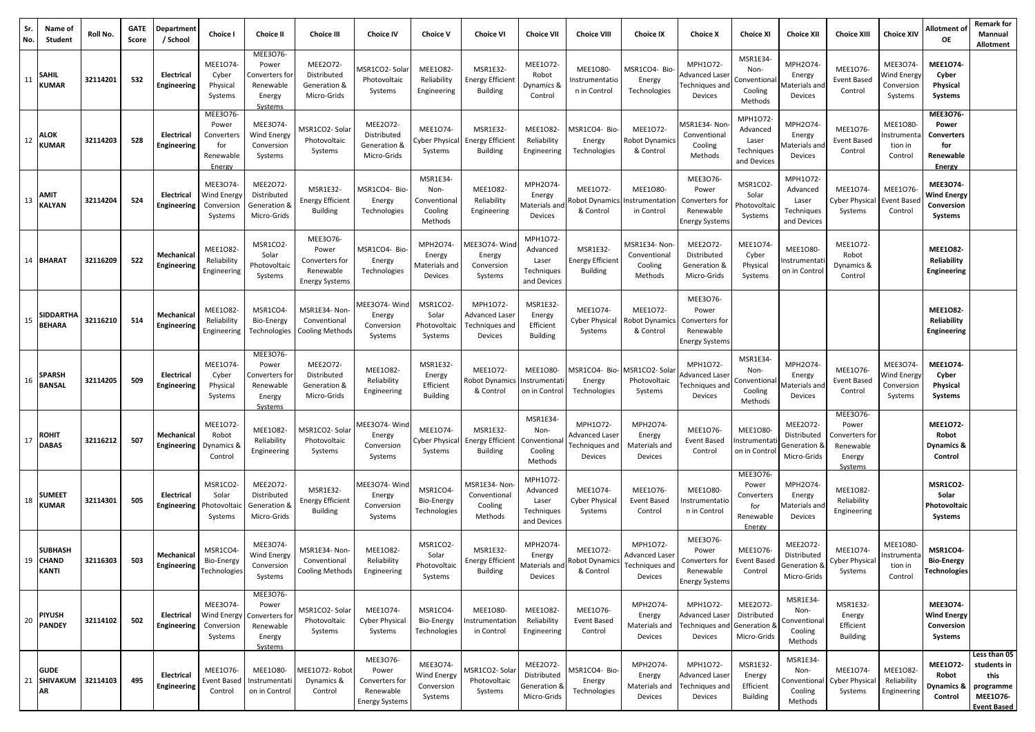| Sr. No. | Name of Student | Roll No. | GATE Score | Department / School | Choice I | Choice II | Choice III | Choice IV | Choice V | Choice VI | Choice VII | Choice VIII | Choice IX | Choice X | Choice XI | Choice XII | Choice XIII | Choice XIV | Allotment of OE | Remark for Mannual Allotment |
|---|---|---|---|---|---|---|---|---|---|---|---|---|---|---|---|---|---|---|---|---|
| 11 | SAHIL KUMAR | 32114201 | 532 | Electrical Engineering | MEE1O74- Cyber Physical Systems | MEE3O76- Power Converters for Renewable Energy Systems | MEE2O72- Distributed Generation & Micro-Grids | MSR1CO2- Solar Photovoltaic Systems | MEE1O82- Reliability Engineering | MSR1E32- Energy Efficient Building | MEE1O72- Robot Dynamics & Control | MEE1O80- Instrumentation in Control | MSR1CO4- Bio-Energy Technologies | MPH1O72- Advanced Laser Techniques and Devices | MSR1E34- Non-Conventional Cooling Methods | MPH2O74- Energy Materials and Devices | MEE1O76- Event Based Control | MEE3O74- Wind Energy Conversion Systems | **MEE1O74- Cyber Physical Systems** | |
| 12 | ALOK KUMAR | 32114203 | 528 | Electrical Engineering | MEE3O76- Power Converters for Renewable Energy | MEE3O74- Wind Energy Conversion Systems | MSR1CO2- Solar Photovoltaic Systems | MEE2O72- Distributed Generation & Micro-Grids | MEE1O74- Cyber Physical Systems | MSR1E32- Energy Efficient Building | MEE1O82- Reliability Engineering | MSR1CO4- Bio-Energy Technologies | MEE1O72- Robot Dynamics & Control | MSR1E34- Non-Conventional Cooling Methods | MPH1O72- Advanced Laser Techniques and Devices | MPH2O74- Energy Materials and Devices | MEE1O76- Event Based Control | MEE1O80- Instrumentation in Control | **MEE3O76- Power Converters for Renewable Energy** | |
| 13 | AMIT KALYAN | 32114204 | 524 | Electrical Engineering | MEE3O74- Wind Energy Conversion Systems | MEE2O72- Distributed Generation & Micro-Grids | MSR1E32- Energy Efficient Building | MSR1CO4- Bio-Energy Technologies | MSR1E34- Non-Conventional Cooling Methods | MEE1O82- Reliability Engineering | MPH2O74- Energy Materials and Devices | MEE1O72- Robot Dynamics & Control | MEE1O80- Instrumentation in Control | MEE3O76- Power Converters for Renewable Energy Systems | MSR1CO2- Solar Photovoltaic Systems | MPH1O72- Advanced Laser Techniques and Devices | MEE1O74- Cyber Physical Systems | MEE1O76- Event Based Control | **MEE3O74- Wind Energy Conversion Systems** | |
| 14 | BHARAT | 32116209 | 522 | Mechanical Engineering | MEE1O82- Reliability Engineering | MSR1CO2- Solar Photovoltaic Systems | MEE3O76- Power Converters for Renewable Energy Systems | MSR1CO4- Bio-Energy Technologies | MPH2O74- Energy Materials and Devices | MEE3O74- Wind Energy Conversion Systems | MPH1O72- Advanced Laser Techniques and Devices | MSR1E32- Energy Efficient Building | MSR1E34- Non-Conventional Cooling Methods | MEE2O72- Distributed Generation & Micro-Grids | MEE1O74- Cyber Physical Systems | MEE1O80- Instrumentation in Control | MEE1O72- Robot Dynamics & Control | | **MEE1O82- Reliability Engineering** | |
| 15 | SIDDARTHA BEHARA | 32116210 | 514 | Mechanical Engineering | MEE1O82- Reliability Engineering | MSR1CO4- Bio-Energy Technologies | MSR1E34- Non-Conventional Cooling Methods | MEE3O74- Wind Energy Conversion Systems | MSR1CO2- Solar Photovoltaic Systems | MPH1O72- Advanced Laser Techniques and Devices | MSR1E32- Energy Efficient Building | MEE1O74- Cyber Physical Systems | MEE1O72- Robot Dynamics & Control | MEE3O76- Power Converters for Renewable Energy Systems | | | | | **MEE1O82- Reliability Engineering** | |
| 16 | SPARSH BANSAL | 32114205 | 509 | Electrical Engineering | MEE1O74- Cyber Physical Systems | MEE3O76- Power Converters for Renewable Energy Systems | MEE2O72- Distributed Generation & Micro-Grids | MEE1O82- Reliability Engineering | MSR1E32- Energy Efficient Building | MEE1O72- Robot Dynamics & Control | MEE1O80- Instrumentation in Control | MSR1CO4- Bio-Energy Technologies | MSR1CO2- Solar Photovoltaic Systems | MPH1O72- Advanced Laser Techniques and Devices | MSR1E34- Non-Conventional Cooling Methods | MPH2O74- Energy Materials and Devices | MEE1O76- Event Based Control | MEE3O74- Wind Energy Conversion Systems | **MEE1O74- Cyber Physical Systems** | |
| 17 | ROHIT DABAS | 32116212 | 507 | Mechanical Engineering | MEE1O72- Robot Dynamics & Control | MEE1O82- Reliability Engineering | MSR1CO2- Solar Photovoltaic Systems | MEE3O74- Wind Energy Conversion Systems | MEE1O74- Cyber Physical Systems | MSR1E32- Energy Efficient Building | MSR1E34- Non-Conventional Cooling Methods | MPH1O72- Advanced Laser Techniques and Devices | MPH2O74- Energy Materials and Devices | MEE1O76- Event Based Control | MEE1O80- Instrumentation in Control | MEE2O72- Distributed Generation & Micro-Grids | MEE3O76- Power Converters for Renewable Energy Systems | | **MEE1O72- Robot Dynamics & Control** | |
| 18 | SUMEET KUMAR | 32114301 | 505 | Electrical Engineering | MSR1CO2- Solar Photovoltaic Systems | MEE2O72- Distributed Generation & Micro-Grids | MSR1E32- Energy Efficient Building | MEE3O74- Wind Energy Conversion Systems | MSR1CO4- Bio-Energy Technologies | MSR1E34- Non-Conventional Cooling Methods | MPH1O72- Advanced Laser Techniques and Devices | MEE1O74- Cyber Physical Systems | MEE1O76- Event Based Control | MEE1O80- Instrumentation in Control | MEE3O76- Power Converters for Renewable Energy | MPH2O74- Energy Materials and Devices | MEE1O82- Reliability Engineering | | **MSR1CO2- Solar Photovoltaic Systems** | |
| 19 | SUBHASH CHAND KANTI | 32116303 | 503 | Mechanical Engineering | MSR1CO4- Bio-Energy Technologies | MEE3O74- Wind Energy Conversion Systems | MSR1E34- Non-Conventional Cooling Methods | MEE1O82- Reliability Engineering | MSR1CO2- Solar Photovoltaic Systems | MSR1E32- Energy Efficient Building | MPH2O74- Energy Materials and Devices | MEE1O72- Robot Dynamics & Control | MPH1O72- Advanced Laser Techniques and Devices | MEE3O76- Power Converters for Renewable Energy Systems | MEE1O76- Event Based Control | MEE2O72- Distributed Generation & Micro-Grids | MEE1O74- Cyber Physical Systems | MEE1O80- Instrumentation in Control | **MSR1CO4- Bio-Energy Technologies** | |
| 20 | PIYUSH PANDEY | 32114102 | 502 | Electrical Engineering | MEE3O74- Wind Energy Conversion Systems | MEE3O76- Power Converters for Renewable Energy Systems | MSR1CO2- Solar Photovoltaic Systems | MEE1O74- Cyber Physical Systems | MSR1CO4- Bio-Energy Technologies | MEE1O80- Instrumentation in Control | MEE1O82- Reliability Engineering | MEE1O76- Event Based Control | MPH2O74- Energy Materials and Devices | MPH1O72- Advanced Laser Techniques and Devices | MEE2O72- Distributed Generation & Micro-Grids | MSR1E34- Non-Conventional Cooling Methods | MSR1E32- Energy Efficient Building | | **MEE3O74- Wind Energy Conversion Systems** | |
| 21 | GUDE SHIVAKUMAR | 32114103 | 495 | Electrical Engineering | MEE1O76- Event Based Control | MEE1O80- Instrumentation in Control | MEE1O72- Robot Dynamics & Control | MEE3O76- Power Converters for Renewable Energy Systems | MEE3O74- Wind Energy Conversion Systems | MSR1CO2- Solar Photovoltaic Systems | MEE2O72- Distributed Generation & Micro-Grids | MSR1CO4- Bio-Energy Technologies | MPH2O74- Energy Materials and Devices | MPH1O72- Advanced Laser Techniques and Devices | MSR1E32- Energy Efficient Building | MSR1E34- Non-Conventional Cooling Methods | MEE1O74- Cyber Physical Systems | MEE1O82- Reliability Engineering | **MEE1O72- Robot Dynamics & Control** | Less than 05 students in this programme MEE1O76- Event Based |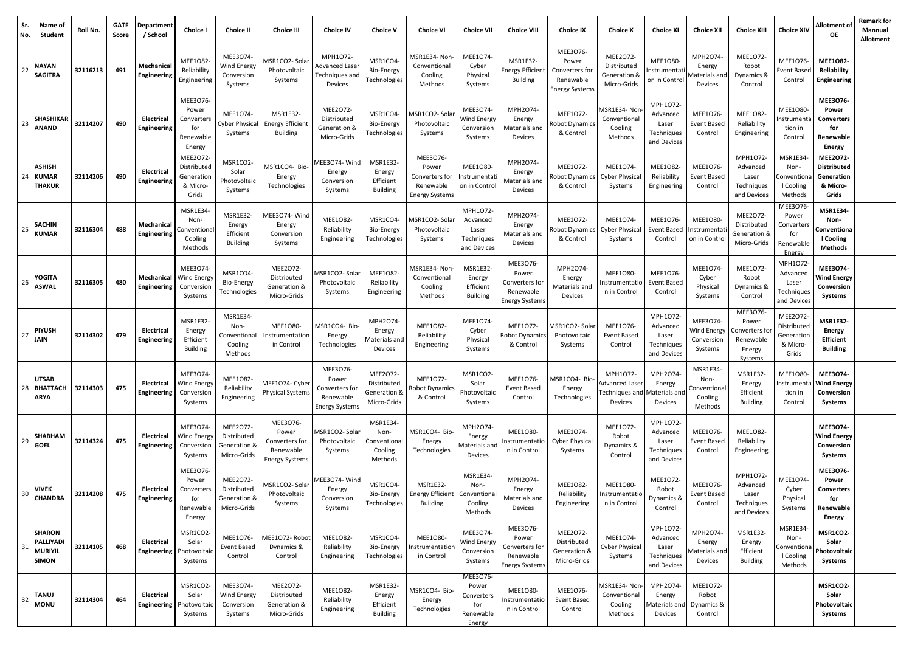| Sr. No. | Name of Student | Roll No. | GATE Score | Department / School | Choice I | Choice II | Choice III | Choice IV | Choice V | Choice VI | Choice VII | Choice VIII | Choice IX | Choice X | Choice XI | Choice XII | Choice XIII | Choice XIV | Allotment of OE | Remark for Mannual Allotment |
|---|---|---|---|---|---|---|---|---|---|---|---|---|---|---|---|---|---|---|---|---|
| 22 | NAYAN SAGITRA | 32116213 | 491 | Mechanical Engineering | MEE1O82- Reliability Engineering | MEE3O74- Wind Energy Conversion Systems | MSR1CO2- Solar Photovoltaic Systems | MPH1O72- Advanced Laser Techniques and Devices | MSR1CO4- Bio-Energy Technologies | MSR1E34- Non-Conventional Cooling Methods | MEE1O74- Cyber Physical Systems | MSR1E32- Energy Efficient Building | MEE3O76- Power Converters for Renewable Energy Systems | MEE2O72- Distributed Generation & Micro-Grids | MEE1O80- Instrumentation in Control | MPH2O74- Energy Materials and Devices | MEE1O72- Robot Dynamics & Control | MEE1O76- Event Based Control | **MEE1O82- Reliability Engineering** | |
| 23 | SHASHIKAR ANAND | 32114207 | 490 | Electrical Engineering | MEE3O76- Power Converters for Renewable Energy | MEE1O74- Cyber Physical Systems | MSR1E32- Energy Efficient Building | MEE2O72- Distributed Generation & Micro-Grids | MSR1CO4- Bio-Energy Technologies | MSR1CO2- Solar Photovoltaic Systems | MEE3O74- Wind Energy Conversion Systems | MPH2O74- Energy Materials and Devices | MEE1O72- Robot Dynamics & Control | MSR1E34- Non-Conventional Cooling Methods | MPH1O72- Advanced Laser Techniques and Devices | MEE1O76- Event Based Control | MEE1O82- Reliability Engineering | MEE1O80- Instrumentation in Control | **MEE3O76- Power Converters for Renewable Energy** | |
| 24 | ASHISH KUMAR THAKUR | 32114206 | 490 | Electrical Engineering | MEE2O72- Distributed Generation & Micro-Grids | MSR1CO2- Solar Photovoltaic Systems | MSR1CO4- Bio-Energy Technologies | MEE3O74- Wind Energy Conversion Systems | MSR1E32- Energy Efficient Building | MEE3O76- Power Converters for Renewable Energy Systems | MEE1O80- Instrumentation in Control | MPH2O74- Energy Materials and Devices | MEE1O72- Robot Dynamics & Control | MEE1O74- Cyber Physical Systems | MEE1O82- Reliability Engineering | MEE1O76- Event Based Control | MPH1O72- Advanced Laser Techniques and Devices | MSR1E34- Non-Conventional Cooling Methods | **MEE2O72- Distributed Generation & Micro-Grids** | |
| 25 | SACHIN KUMAR | 32116304 | 488 | Mechanical Engineering | MSR1E34- Non-Conventional Cooling Methods | MSR1E32- Energy Efficient Building | MEE3O74- Wind Energy Conversion Systems | MEE1O82- Reliability Engineering | MSR1CO4- Bio-Energy Technologies | MSR1CO2- Solar Photovoltaic Systems | MPH1O72- Advanced Laser Techniques and Devices | MPH2O74- Energy Materials and Devices | MEE1O72- Robot Dynamics & Control | MEE1O74- Cyber Physical Systems | MEE1O76- Event Based Control | MEE1O80- Instrumentation in Control | MEE2O72- Distributed Generation & Micro-Grids | MEE3O76- Power Converters for Renewable Energy | **MSR1E34- Non-Conventional Cooling Methods** | |
| 26 | YOGITA ASWAL | 32116305 | 480 | Mechanical Engineering | MEE3O74- Wind Energy Conversion Systems | MSR1CO4- Bio-Energy Technologies | MEE2O72- Distributed Generation & Micro-Grids | MSR1CO2- Solar Photovoltaic Systems | MEE1O82- Reliability Engineering | MSR1E34- Non-Conventional Cooling Methods | MSR1E32- Energy Efficient Building | MEE3O76- Power Converters for Renewable Energy Systems | MPH2O74- Energy Materials and Devices | MEE1O80- Instrumentation in Control | MEE1O76- Event Based Control | MEE1O74- Cyber Physical Systems | MEE1O72- Robot Dynamics & Control | MPH1O72- Advanced Laser Techniques and Devices | **MEE3O74- Wind Energy Conversion Systems** | |
| 27 | PIYUSH JAIN | 32114302 | 479 | Electrical Engineering | MSR1E32- Energy Efficient Building | MSR1E34- Non-Conventional Cooling Methods | MEE1O80- Instrumentation in Control | MSR1CO4- Bio-Energy Technologies | MPH2O74- Energy Materials and Devices | MEE1O82- Reliability Engineering | MEE1O74- Cyber Physical Systems | MEE1O72- Robot Dynamics & Control | MSR1CO2- Solar Photovoltaic Systems | MEE1O76- Event Based Control | MPH1O72- Advanced Laser Techniques and Devices | MEE3O74- Wind Energy Conversion Systems | MEE3O76- Power Converters for Renewable Energy Systems | MEE2O72- Distributed Generation & Micro-Grids | **MSR1E32- Energy Efficient Building** | |
| 28 | UTSAB BHATTACHARYA | 32114303 | 475 | Electrical Engineering | MEE3O74- Wind Energy Conversion Systems | MEE1O82- Reliability Engineering | MEE1O74- Cyber Physical Systems | MEE3O76- Power Converters for Renewable Energy Systems | MEE2O72- Distributed Generation & Micro-Grids | MEE1O72- Robot Dynamics & Control | MSR1CO2- Solar Photovoltaic Systems | MEE1O76- Event Based Control | MSR1CO4- Bio-Energy Technologies | MPH1O72- Advanced Laser Techniques and Devices | MPH2O74- Energy Materials and Devices | MSR1E34- Non-Conventional Cooling Methods | MSR1E32- Energy Efficient Building | MEE1O80- Instrumentation in Control | **MEE3O74- Wind Energy Conversion Systems** | |
| 29 | SHABHAM GOEL | 32114324 | 475 | Electrical Engineering | MEE3O74- Wind Energy Conversion Systems | MEE2O72- Distributed Generation & Micro-Grids | MEE3O76- Power Converters for Renewable Energy Systems | MSR1CO2- Solar Photovoltaic Systems | MSR1E34- Non-Conventional Cooling Methods | MSR1CO4- Bio-Energy Technologies | MPH2O74- Energy Materials and Devices | MEE1O80- Instrumentation in Control | MEE1O74- Cyber Physical Systems | MEE1O72- Robot Dynamics & Control | MPH1O72- Advanced Laser Techniques and Devices | MEE1O76- Event Based Control | MEE1O82- Reliability Engineering | | **MEE3O74- Wind Energy Conversion Systems** | |
| 30 | VIVEK CHANDRA | 32114208 | 475 | Electrical Engineering | MEE3O76- Power Converters for Renewable Energy | MEE2O72- Distributed Generation & Micro-Grids | MSR1CO2- Solar Photovoltaic Systems | MEE3O74- Wind Energy Conversion Systems | MSR1CO4- Bio-Energy Technologies | MSR1E32- Energy Efficient Building | MSR1E34- Non-Conventional Cooling Methods | MPH2O74- Energy Materials and Devices | MEE1O82- Reliability Engineering | MEE1O80- Instrumentation in Control | MEE1O72- Robot Dynamics & Control | MEE1O76- Event Based Control | MPH1O72- Advanced Laser Techniques and Devices | MEE1O74- Cyber Physical Systems | **MEE3O76- Power Converters for Renewable Energy** | |
| 31 | SHARON PALLIYADI MURIYIL SIMON | 32114105 | 468 | Electrical Engineering | MSR1CO2- Solar Photovoltaic Systems | MEE1O76- Event Based Control | MEE1O72- Robot Dynamics & Control | MEE1O82- Reliability Engineering | MSR1CO4- Bio-Energy Technologies | MEE1O80- Instrumentation in Control | MEE3O74- Wind Energy Conversion Systems | MEE3O76- Power Converters for Renewable Energy Systems | MEE2O72- Distributed Generation & Micro-Grids | MEE1O74- Cyber Physical Systems | MPH1O72- Advanced Laser Techniques and Devices | MPH2O74- Energy Materials and Devices | MSR1E32- Energy Efficient Building | MSR1E34- Non-Conventional Cooling Methods | **MSR1CO2- Solar Photovoltaic Systems** | |
| 32 | TANUJ MONU | 32114304 | 464 | Electrical Engineering | MSR1CO2- Solar Photovoltaic Systems | MEE3O74- Wind Energy Conversion Systems | MEE2O72- Distributed Generation & Micro-Grids | MEE1O82- Reliability Engineering | MSR1E32- Energy Efficient Building | MSR1CO4- Bio-Energy Technologies | MEE3O76- Power Converters for Renewable Energy | MEE1O80- Instrumentation in Control | MEE1O76- Event Based Control | MSR1E34- Non-Conventional Cooling Methods | MPH2O74- Energy Materials and Devices | MEE1O72- Robot Dynamics & Control | | | **MSR1CO2- Solar Photovoltaic Systems** | |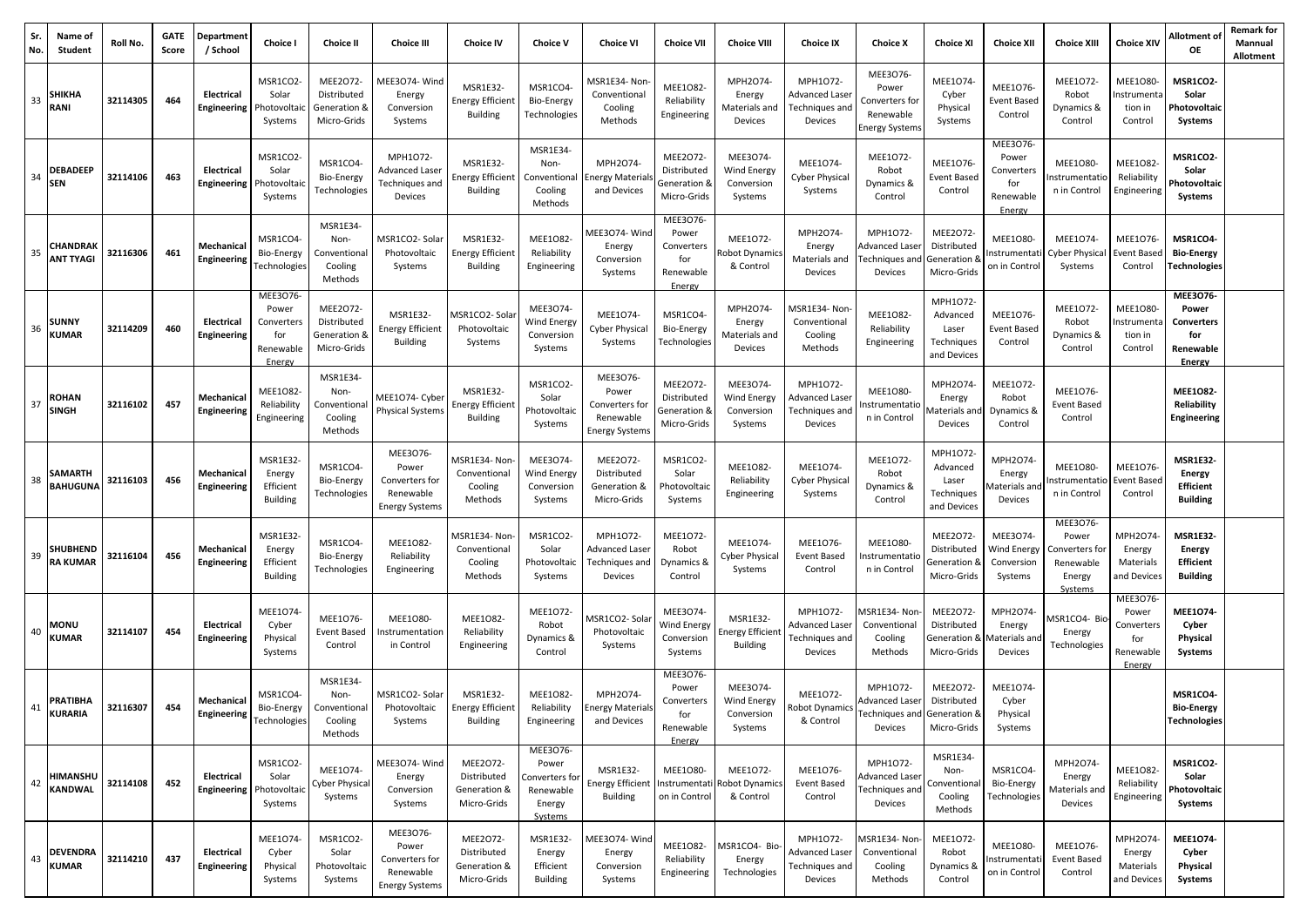| Sr. No. | Name of Student | Roll No. | GATE Score | Department / School | Choice I | Choice II | Choice III | Choice IV | Choice V | Choice VI | Choice VII | Choice VIII | Choice IX | Choice X | Choice XI | Choice XII | Choice XIII | Choice XIV | Allotment of OE | Remark for Mannual Allotment |
|---|---|---|---|---|---|---|---|---|---|---|---|---|---|---|---|---|---|---|---|---|
| 33 | SHIKHA RANI | 32114305 | 464 | Electrical Engineering | MSR1CO2- Solar Photovoltaic Systems | MEE2O72- Distributed Generation & Micro-Grids | MEE3O74- Wind Energy Conversion Systems | MSR1E32- Energy Efficient Building | MSR1CO4- Bio-Energy Technologies | MSR1E34- Non-Conventional Cooling Methods | MEE1O82- Reliability Engineering | MPH2O74- Energy Materials and Devices | MPH1O72- Advanced Laser Techniques and Devices | MEE3O76- Power Converters for Renewable Energy Systems | MEE1O74- Cyber Physical Systems | MEE1O76- Event Based Control | MEE1O72- Robot Dynamics & Control | MEE1O80- Instrumentation in Control | **MSR1CO2- Solar Photovoltaic Systems** | |
| 34 | DEBADEEP SEN | 32114106 | 463 | Electrical Engineering | MSR1CO2- Solar Photovoltaic Systems | MSR1CO4- Bio-Energy Technologies | MPH1O72- Advanced Laser Techniques and Devices | MSR1E32- Energy Efficient Building | MSR1E34- Non-Conventional Cooling Methods | MPH2O74- Energy Materials and Devices | MEE2O72- Distributed Generation & Micro-Grids | MEE3O74- Wind Energy Conversion Systems | MEE1O74- Cyber Physical Systems | MEE1O72- Robot Dynamics & Control | MEE1O76- Event Based Control | MEE3O76- Power Converters for Renewable Energy | MEE1O80- Instrumentation in Control | MEE1O82- Reliability Engineering | **MSR1CO2- Solar Photovoltaic Systems** | |
| 35 | CHANDRAKANT TYAGI | 32116306 | 461 | Mechanical Engineering | MSR1CO4- Bio-Energy Technologies | MSR1E34- Non-Conventional Cooling Methods | MSR1CO2- Solar Photovoltaic Systems | MSR1E32- Energy Efficient Building | MEE1O82- Reliability Engineering | MEE3O74- Wind Energy Conversion Systems | MEE3O76- Power Converters for Renewable Energy | MEE1O72- Robot Dynamics & Control | MPH2O74- Energy Materials and Devices | MPH1O72- Advanced Laser Techniques and Devices | MEE2O72- Distributed Generation & Micro-Grids | MEE1O80- Instrumentation in Control | MEE1O74- Cyber Physical Systems | MEE1O76- Event Based Control | **MSR1CO4- Bio-Energy Technologies** | |
| 36 | SUNNY KUMAR | 32114209 | 460 | Electrical Engineering | MEE3O76- Power Converters for Renewable Energy | MEE2O72- Distributed Generation & Micro-Grids | MSR1E32- Energy Efficient Building | MSR1CO2- Solar Photovoltaic Systems | MEE3O74- Wind Energy Conversion Systems | MEE1O74- Cyber Physical Systems | MSR1CO4- Bio-Energy Technologies | MPH2O74- Energy Materials and Devices | MSR1E34- Non-Conventional Cooling Methods | MEE1O82- Reliability Engineering | MPH1O72- Advanced Laser Techniques and Devices | MEE1O76- Event Based Control | MEE1O72- Robot Dynamics & Control | MEE1O80- Instrumentation in Control | **MEE3O76- Power Converters for Renewable Energy** | |
| 37 | ROHAN SINGH | 32116102 | 457 | Mechanical Engineering | MEE1O82- Reliability Engineering | MSR1E34- Non-Conventional Cooling Methods | MEE1O74- Cyber Physical Systems | MSR1E32- Energy Efficient Building | MSR1CO2- Solar Photovoltaic Systems | MEE3O76- Power Converters for Renewable Energy Systems | MEE2O72- Distributed Generation & Micro-Grids | MEE3O74- Wind Energy Conversion Systems | MPH1O72- Advanced Laser Techniques and Devices | MEE1O80- Instrumentation in Control | MPH2O74- Energy Materials and Devices | MEE1O72- Robot Dynamics & Control | MEE1O76- Event Based Control | | **MEE1O82- Reliability Engineering** | |
| 38 | SAMARTH BAHUGUNA | 32116103 | 456 | Mechanical Engineering | MSR1E32- Energy Efficient Building | MSR1CO4- Bio-Energy Technologies | MEE3O76- Power Converters for Renewable Energy Systems | MSR1E34- Non-Conventional Cooling Methods | MEE3O74- Wind Energy Conversion Systems | MEE2O72- Distributed Generation & Micro-Grids | MSR1CO2- Solar Photovoltaic Systems | MEE1O82- Reliability Engineering | MEE1O74- Cyber Physical Systems | MEE1O72- Robot Dynamics & Control | MPH1O72- Advanced Laser Techniques and Devices | MPH2O74- Energy Materials and Devices | MEE1O80- Instrumentation in Control | MEE1O76- Event Based Control | **MSR1E32- Energy Efficient Building** | |
| 39 | SHUBHENDRA KUMAR | 32116104 | 456 | Mechanical Engineering | MSR1E32- Energy Efficient Building | MSR1CO4- Bio-Energy Technologies | MEE1O82- Reliability Engineering | MSR1E34- Non-Conventional Cooling Methods | MSR1CO2- Solar Photovoltaic Systems | MPH1O72- Advanced Laser Techniques and Devices | MEE1O72- Robot Dynamics & Control | MEE1O74- Cyber Physical Systems | MEE1O76- Event Based Control | MEE1O80- Instrumentation in Control | MEE2O72- Distributed Generation & Micro-Grids | MEE3O74- Wind Energy Conversion Systems | MEE3O76- Power Converters for Renewable Energy Systems | MPH2O74- Energy Materials and Devices | **MSR1E32- Energy Efficient Building** | |
| 40 | MONU KUMAR | 32114107 | 454 | Electrical Engineering | MEE1O74- Cyber Physical Systems | MEE1O76- Event Based Control | MEE1O80- Instrumentation in Control | MEE1O82- Reliability Engineering | MEE1O72- Robot Dynamics & Control | MSR1CO2- Solar Photovoltaic Systems | MEE3O74- Wind Energy Conversion Systems | MSR1E32- Energy Efficient Building | MPH1O72- Advanced Laser Techniques and Devices | MSR1E34- Non-Conventional Cooling Methods | MEE2O72- Distributed Generation & Micro-Grids | MPH2O74- Energy Materials and Devices | MSR1CO4- Bio-Energy Technologies | MEE3O76- Power Converters for Renewable Energy | **MEE1O74- Cyber Physical Systems** | |
| 41 | PRATIBHA KURARIA | 32116307 | 454 | Mechanical Engineering | MSR1CO4- Bio-Energy Technologies | MSR1E34- Non-Conventional Cooling Methods | MSR1CO2- Solar Photovoltaic Systems | MSR1E32- Energy Efficient Building | MEE1O82- Reliability Engineering | MPH2O74- Energy Materials and Devices | MEE3O76- Power Converters for Renewable Energy | MEE3O74- Wind Energy Conversion Systems | MEE1O72- Robot Dynamics & Control | MPH1O72- Advanced Laser Techniques and Devices | MEE2O72- Distributed Generation & Micro-Grids | MEE1O74- Cyber Physical Systems | | | **MSR1CO4- Bio-Energy Technologies** | |
| 42 | HIMANSHU KANDWAL | 32114108 | 452 | Electrical Engineering | MSR1CO2- Solar Photovoltaic Systems | MEE1O74- Cyber Physical Systems | MEE3O74- Wind Energy Conversion Systems | MEE2O72- Distributed Generation & Micro-Grids | MEE3O76- Power Converters for Renewable Energy Systems | MSR1E32- Energy Efficient Building | MEE1O80- Instrumentation in Control | MEE1O72- Robot Dynamics & Control | MEE1O76- Event Based Control | MPH1O72- Advanced Laser Techniques and Devices | MSR1E34- Non-Conventional Cooling Methods | MSR1CO4- Bio-Energy Technologies | MPH2O74- Energy Materials and Devices | MEE1O82- Reliability Engineering | **MSR1CO2- Solar Photovoltaic Systems** | |
| 43 | DEVENDRA KUMAR | 32114210 | 437 | Electrical Engineering | MEE1O74- Cyber Physical Systems | MSR1CO2- Solar Photovoltaic Systems | MEE3O76- Power Converters for Renewable Energy Systems | MEE2O72- Distributed Generation & Micro-Grids | MSR1E32- Energy Efficient Building | MEE3O74- Wind Energy Conversion Systems | MEE1O82- Reliability Engineering | MSR1CO4- Bio-Energy Technologies | MPH1O72- Advanced Laser Techniques and Devices | MSR1E34- Non-Conventional Cooling Methods | MEE1O72- Robot Dynamics & Control | MEE1O80- Instrumentation in Control | MEE1O76- Event Based Control | MPH2O74- Energy Materials and Devices | **MEE1O74- Cyber Physical Systems** | |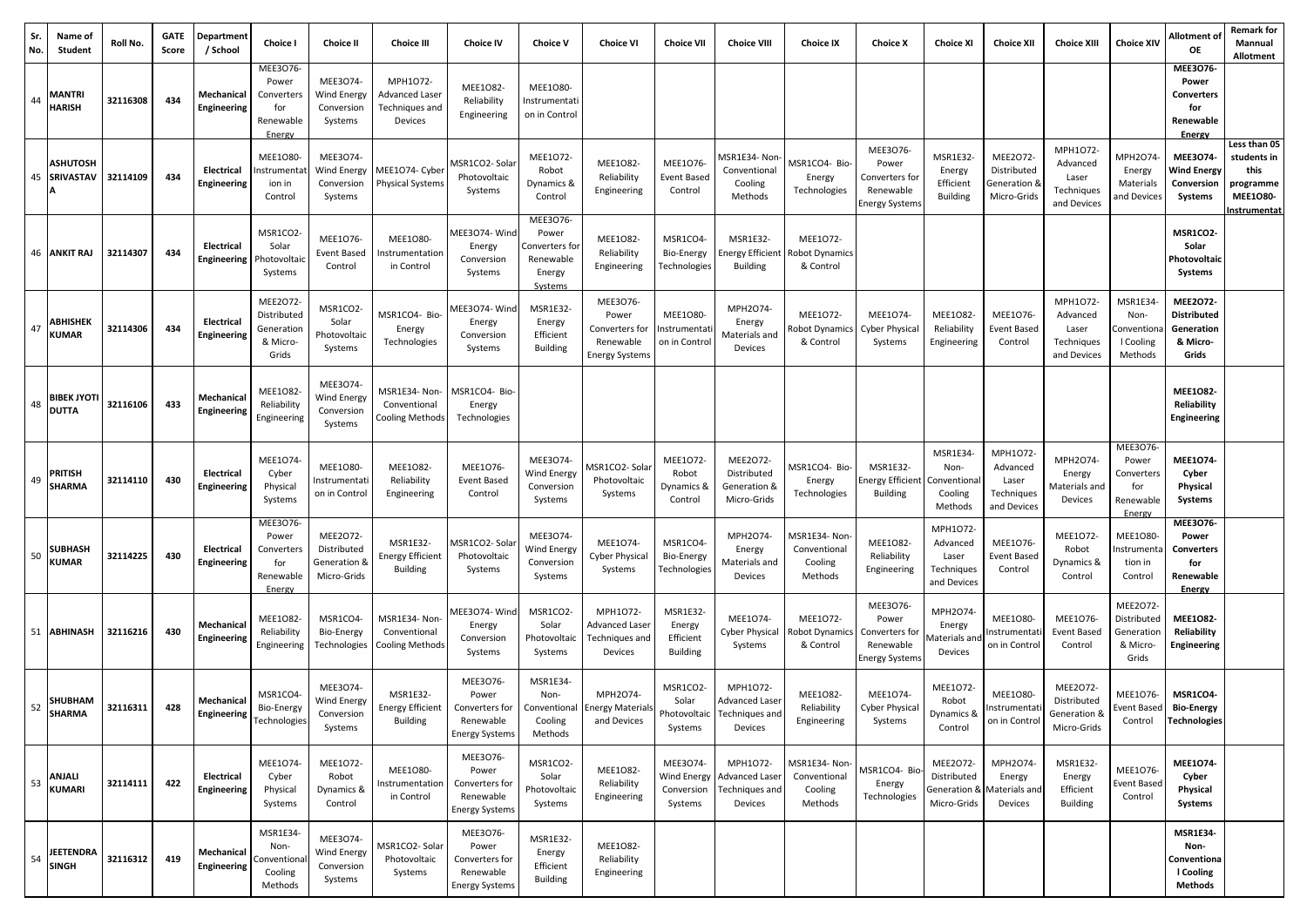| Sr. No. | Name of Student | Roll No. | GATE Score | Department / School | Choice I | Choice II | Choice III | Choice IV | Choice V | Choice VI | Choice VII | Choice VIII | Choice IX | Choice X | Choice XI | Choice XII | Choice XIII | Choice XIV | Allotment of OE | Remark for Mannual Allotment |
|---|---|---|---|---|---|---|---|---|---|---|---|---|---|---|---|---|---|---|---|---|
| 44 | MANTRI HARISH | 32116308 | 434 | Mechanical Engineering | MEE3O76- Power Converters for Renewable Energy | MEE3O74- Wind Energy Conversion Systems | MPH1O72- Advanced Laser Techniques and Devices | MEE1O82- Reliability Engineering | MEE1O80- Instrumentation in Control | | | | | | | | | | MEE3O76- Power Converters for Renewable Energy | |
| 45 | ASHUTOSH SRIVASTAVA | 32114109 | 434 | Electrical Engineering | MEE1O80- Instrumentation Control | MEE3O74- Wind Energy Conversion Systems | MEE1O74- Cyber Physical Systems | MSR1CO2- Solar Photovoltaic Systems | MEE1O72- Robot Dynamics & Control | MEE1O82- Reliability Engineering | MEE1O76- Event Based Control | MSR1E34- Non-Conventional Cooling Methods | MSR1CO4- Bio-Energy Technologies | MEE3O76- Power Converters for Renewable Energy Systems | MSR1E32- Energy Efficient Building | MEE2O72- Distributed Generation & Micro-Grids | MPH1O72- Advanced Laser Techniques and Devices | MPH2O74- Energy Materials and Devices | MEE3O74- Wind Energy Conversion Systems | Less than 05 students in this programme MEE1O80- Instrumentat |
| 46 | ANKIT RAJ | 32114307 | 434 | Electrical Engineering | MSR1CO2- Solar Photovoltaic Systems | MEE1O76- Event Based Control | MEE1O80- Instrumentation in Control | MEE3O74- Wind Energy Conversion Systems | MEE3O76- Power Converters for Renewable Energy Systems | MEE1O82- Reliability Engineering | MSR1CO4- Bio-Energy Technologies | MSR1E32- Energy Efficient Building | MEE1O72- Robot Dynamics & Control | | | | | | MSR1CO2- Solar Photovoltaic Systems | |
| 47 | ABHISHEK KUMAR | 32114306 | 434 | Electrical Engineering | MEE2O72- Distributed Generation & Micro-Grids | MSR1CO2- Solar Photovoltaic Systems | MSR1CO4- Bio-Energy Technologies | MEE3O74- Wind Energy Conversion Systems | MSR1E32- Energy Efficient Building | MEE3O76- Power Converters for Renewable Energy Systems | MEE1O80- Instrumentation in Control | MPH2O74- Energy Materials and Devices | MEE1O72- Robot Dynamics & Control | MEE1O74- Cyber Physical Systems | MEE1O82- Reliability Engineering | MEE1O76- Event Based Control | MPH1O72- Advanced Laser Techniques and Devices | MSR1E34- Non-Conventional Cooling Methods | MEE2O72- Distributed Generation & Micro-Grids | |
| 48 | BIBEK JYOTI DUTTA | 32116106 | 433 | Mechanical Engineering | MEE1O82- Reliability Engineering | MEE3O74- Wind Energy Conversion Systems | MSR1E34- Non-Conventional Cooling Methods | MSR1CO4- Bio-Energy Technologies | | | | | | | | | | | MEE1O82- Reliability Engineering | |
| 49 | PRITISH SHARMA | 32114110 | 430 | Electrical Engineering | MEE1O74- Cyber Physical Systems | MEE1O80- Instrumentation in Control | MEE1O82- Reliability Engineering | MEE1O76- Event Based Control | MEE3O74- Wind Energy Conversion Systems | MSR1CO2- Solar Photovoltaic Systems | MEE1O72- Robot Dynamics & Control | MEE2O72- Distributed Generation & Micro-Grids | MSR1CO4- Bio-Energy Technologies | MSR1E32- Energy Efficient Building | MSR1E34- Non-Conventional Cooling Methods | MPH1O72- Advanced Laser Techniques and Devices | MPH2O74- Energy Materials and Devices | MEE3O76- Power Converters for Renewable Energy | MEE1O74- Cyber Physical Systems | |
| 50 | SUBHASH KUMAR | 32114225 | 430 | Electrical Engineering | MEE3O76- Power Converters for Renewable Energy | MEE2O72- Distributed Generation & Micro-Grids | MSR1E32- Energy Efficient Building | MSR1CO2- Solar Photovoltaic Systems | MEE3O74- Wind Energy Conversion Systems | MEE1O74- Cyber Physical Systems | MSR1CO4- Bio-Energy Technologies | MPH2O74- Energy Materials and Devices | MSR1E34- Non-Conventional Cooling Methods | MEE1O82- Reliability Engineering | MPH1O72- Advanced Laser Techniques and Devices | MEE1O76- Event Based Control | MEE1O72- Robot Dynamics & Control | MEE1O80- Instrumentation in Control | MEE3O76- Power Converters for Renewable Energy | |
| 51 | ABHINASH | 32116216 | 430 | Mechanical Engineering | MEE1O82- Reliability Engineering | MSR1CO4- Bio-Energy Technologies | MSR1E34- Non-Conventional Cooling Methods | MEE3O74- Wind Energy Conversion Systems | MSR1CO2- Solar Photovoltaic Systems | MPH1O72- Advanced Laser Techniques and Devices | MSR1E32- Energy Efficient Building | MEE1O74- Cyber Physical Systems | MEE1O72- Robot Dynamics & Control | MEE3O76- Power Converters for Renewable Energy Systems | MPH2O74- Energy Materials and Devices | MEE1O80- Instrumentation in Control | MEE1O76- Event Based Control | MEE2O72- Distributed Generation & Micro-Grids | MEE1O82- Reliability Engineering | |
| 52 | SHUBHAM SHARMA | 32116311 | 428 | Mechanical Engineering | MSR1CO4- Bio-Energy Technologies | MEE3O74- Wind Energy Conversion Systems | MSR1E32- Energy Efficient Building | MEE3O76- Power Converters for Renewable Energy Systems | MSR1E34- Non-Conventional Cooling Methods | MPH2O74- Energy Materials and Devices | MSR1CO2- Solar Photovoltaic Systems | MPH1O72- Advanced Laser Techniques and Devices | MEE1O82- Reliability Engineering | MEE1O74- Cyber Physical Systems | MEE1O72- Robot Dynamics & Control | MEE1O80- Instrumentation in Control | MEE2O72- Distributed Generation & Micro-Grids | MEE1O76- Event Based Control | MSR1CO4- Bio-Energy Technologies | |
| 53 | ANJALI KUMARI | 32114111 | 422 | Electrical Engineering | MEE1O74- Cyber Physical Systems | MEE1O72- Robot Dynamics & Control | MEE1O80- Instrumentation in Control | MEE3O76- Power Converters for Renewable Energy Systems | MSR1CO2- Solar Photovoltaic Systems | MEE1O82- Reliability Engineering | MEE3O74- Wind Energy Conversion Systems | MPH1O72- Advanced Laser Techniques and Devices | MSR1E34- Non-Conventional Cooling Methods | MSR1CO4- Bio-Energy Technologies | MEE2O72- Distributed Generation & Micro-Grids | MPH2O74- Energy Materials and Devices | MSR1E32- Energy Efficient Building | MEE1O76- Event Based Control | MEE1O74- Cyber Physical Systems | |
| 54 | JEETENDRA SINGH | 32116312 | 419 | Mechanical Engineering | MSR1E34- Non-Conventional Cooling Methods | MEE3O74- Wind Energy Conversion Systems | MSR1CO2- Solar Photovoltaic Systems | MEE3O76- Power Converters for Renewable Energy Systems | MSR1E32- Energy Efficient Building | MEE1O82- Reliability Engineering | | | | | | | | | MSR1E34- Non-Conventional Cooling Methods | |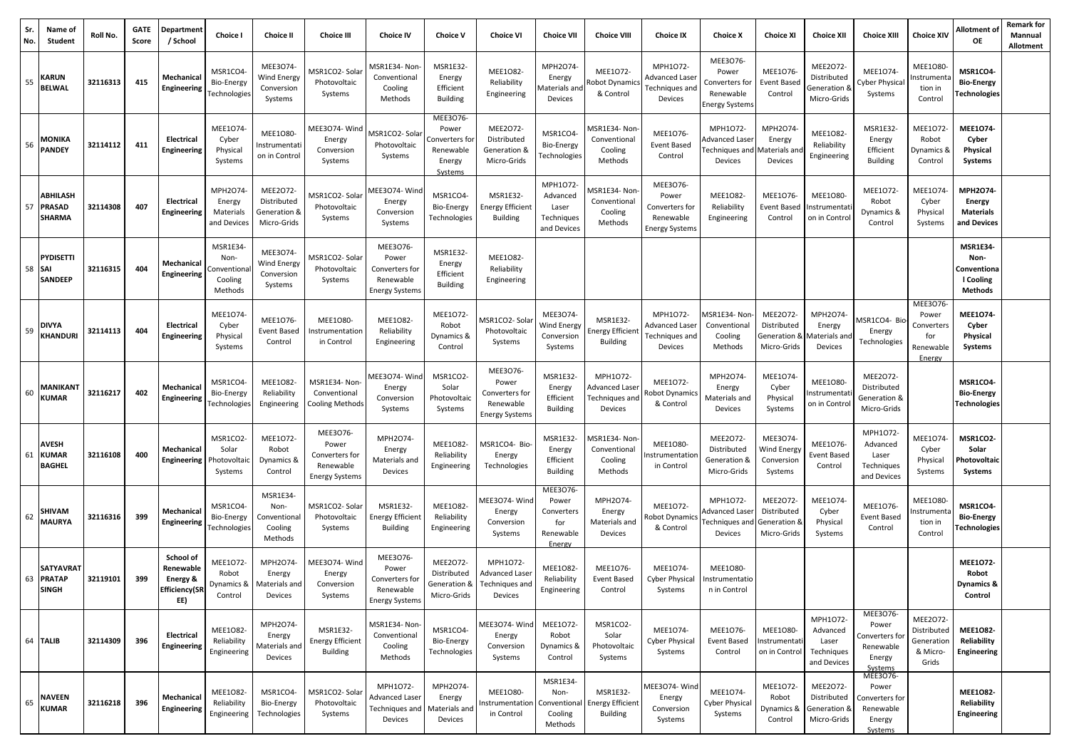| Sr. No. | Name of Student | Roll No. | GATE Score | Department / School | Choice I | Choice II | Choice III | Choice IV | Choice V | Choice VI | Choice VII | Choice VIII | Choice IX | Choice X | Choice XI | Choice XII | Choice XIII | Choice XIV | Allotment of OE | Remark for Mannual Allotment |
|---|---|---|---|---|---|---|---|---|---|---|---|---|---|---|---|---|---|---|---|---|
| 55 | KARUN BELWAL | 32116313 | 415 | Mechanical Engineering | MSR1CO4- Bio-Energy Technologies | MEE3O74- Wind Energy Conversion Systems | MSR1CO2- Solar Photovoltaic Systems | MSR1E34- Non-Conventional Cooling Methods | MSR1E32- Energy Efficient Building | MEE1O82- Reliability Engineering | MPH2O74- Energy Materials and Devices | MEE1O72- Robot Dynamics & Control | MPH1O72- Advanced Laser Techniques and Devices | MEE3O76- Power Converters for Renewable Energy Systems | MEE1O76- Event Based Control | MEE2O72- Distributed Generation & Micro-Grids | MEE1O74- Cyber Physical Systems | MEE1O80- Instrumentation in Control | **MSR1CO4- Bio-Energy Technologies** | |
| 56 | MONIKA PANDEY | 32114112 | 411 | Electrical Engineering | MEE1O74- Cyber Physical Systems | MEE1O80- Instrumentation in Control | MEE3O74- Wind Energy Conversion Systems | MSR1CO2- Solar Photovoltaic Systems | MEE3O76- Power Converters for Renewable Energy Systems | MEE2O72- Distributed Generation & Micro-Grids | MSR1CO4- Bio-Energy Technologies | MSR1E34- Non-Conventional Cooling Methods | MEE1O76- Event Based Control | MPH1O72- Advanced Laser Techniques and Devices | MPH2O74- Energy Materials and Devices | MEE1O82- Reliability Engineering | MSR1E32- Energy Efficient Building | MEE1O72- Robot Dynamics & Control | **MEE1O74- Cyber Physical Systems** | |
| 57 | ABHILASH PRASAD SHARMA | 32114308 | 407 | Electrical Engineering | MPH2O74- Energy Materials and Devices | MEE2O72- Distributed Generation & Micro-Grids | MSR1CO2- Solar Photovoltaic Systems | MEE3O74- Wind Energy Conversion Systems | MSR1CO4- Bio-Energy Technologies | MSR1E32- Energy Efficient Building | MPH1O72- Advanced Laser Techniques and Devices | MSR1E34- Non-Conventional Cooling Methods | MEE3O76- Power Converters for Renewable Energy Systems | MEE1O82- Reliability Engineering | MEE1O76- Event Based Control | MEE1O80- Instrumentation in Control | MEE1O72- Robot Dynamics & Control | MEE1O74- Cyber Physical Systems | **MPH2O74- Energy Materials and Devices** | |
| 58 | PYDISETTI SAI SANDEEP | 32116315 | 404 | Mechanical Engineering | MSR1E34- Non-Conventional Cooling Methods | MEE3O74- Wind Energy Conversion Systems | MSR1CO2- Solar Photovoltaic Systems | MEE3O76- Power Converters for Renewable Energy Systems | MSR1E32- Energy Efficient Building | MEE1O82- Reliability Engineering | | | | | | | | | **MSR1E34- Non-Conventional Cooling Methods** | |
| 59 | DIVYA KHANDURI | 32114113 | 404 | Electrical Engineering | MEE1O74- Cyber Physical Systems | MEE1O76- Event Based Control | MEE1O80- Instrumentation in Control | MEE1O82- Reliability Engineering | MEE1O72- Robot Dynamics & Control | MSR1CO2- Solar Photovoltaic Systems | MEE3O74- Wind Energy Conversion Systems | MSR1E32- Energy Efficient Building | MPH1O72- Advanced Laser Techniques and Devices | MSR1E34- Non-Conventional Cooling Methods | MEE2O72- Distributed Generation & Micro-Grids | MPH2O74- Energy Materials and Devices | MSR1CO4- Bio-Energy Technologies | MEE3O76- Power Converters for Renewable Energy | **MEE1O74- Cyber Physical Systems** | |
| 60 | MANIKANT KUMAR | 32116217 | 402 | Mechanical Engineering | MSR1CO4- Bio-Energy Technologies | MEE1O82- Reliability Engineering | MSR1E34- Non-Conventional Cooling Methods | MEE3O74- Wind Energy Conversion Systems | MSR1CO2- Solar Photovoltaic Systems | MEE3O76- Power Converters for Renewable Energy Systems | MSR1E32- Energy Efficient Building | MPH1O72- Advanced Laser Techniques and Devices | MEE1O72- Robot Dynamics & Control | MPH2O74- Energy Materials and Devices | MEE1O74- Cyber Physical Systems | MEE1O80- Instrumentation in Control | MEE2O72- Distributed Generation & Micro-Grids | | **MSR1CO4- Bio-Energy Technologies** | |
| 61 | AVESH KUMAR BAGHEL | 32116108 | 400 | Mechanical Engineering | MSR1CO2- Solar Photovoltaic Systems | MEE1O72- Robot Dynamics & Control | MEE3O76- Power Converters for Renewable Energy Systems | MPH2O74- Energy Materials and Devices | MEE1O82- Reliability Engineering | MSR1CO4- Bio-Energy Technologies | MSR1E32- Energy Efficient Building | MSR1E34- Non-Conventional Cooling Methods | MEE1O80- Instrumentation in Control | MEE2O72- Distributed Generation & Micro-Grids | MEE3O74- Wind Energy Conversion Systems | MEE1O76- Event Based Control | MPH1O72- Advanced Laser Techniques and Devices | MEE1O74- Cyber Physical Systems | **MSR1CO2- Solar Photovoltaic Systems** | |
| 62 | SHIVAM MAURYA | 32116316 | 399 | Mechanical Engineering | MSR1CO4- Bio-Energy Technologies | MSR1E34- Non-Conventional Cooling Methods | MSR1CO2- Solar Photovoltaic Systems | MSR1E32- Energy Efficient Building | MEE1O82- Reliability Engineering | MEE3O74- Wind Energy Conversion Systems | MEE3O76- Power Converters for Renewable Energy | MPH2O74- Energy Materials and Devices | MEE1O72- Robot Dynamics & Control | MPH1O72- Advanced Laser Techniques and Devices | MEE2O72- Distributed Generation & Micro-Grids | MEE1O74- Cyber Physical Systems | MEE1O76- Event Based Control | MEE1O80- Instrumentation in Control | **MSR1CO4- Bio-Energy Technologies** | |
| 63 | SATYAVRAT PRATAP SINGH | 32119101 | 399 | School of Renewable Energy & Efficiency(SREE) | MEE1O72- Robot Dynamics & Control | MPH2O74- Energy Materials and Devices | MEE3O74- Wind Energy Conversion Systems | MEE3O76- Power Converters for Renewable Energy Systems | MEE2O72- Distributed Generation & Micro-Grids | MPH1O72- Advanced Laser Techniques and Devices | MEE1O82- Reliability Engineering | MEE1O76- Event Based Control | MEE1O74- Cyber Physical Systems | MEE1O80- Instrumentation in Control | | | | | **MEE1O72- Robot Dynamics & Control** | |
| 64 | TALIB | 32114309 | 396 | Electrical Engineering | MEE1O82- Reliability Engineering | MPH2O74- Energy Materials and Devices | MSR1E32- Energy Efficient Building | MSR1E34- Non-Conventional Cooling Methods | MSR1CO4- Bio-Energy Technologies | MEE3O74- Wind Energy Conversion Systems | MEE1O72- Robot Dynamics & Control | MSR1CO2- Solar Photovoltaic Systems | MEE1O74- Cyber Physical Systems | MEE1O76- Event Based Control | MEE1O80- Instrumentation in Control | MPH1O72- Advanced Laser Techniques and Devices | MEE3O76- Power Converters for Renewable Energy Systems | MEE2O72- Distributed Generation & Micro-Grids | **MEE1O82- Reliability Engineering** | |
| 65 | NAVEEN KUMAR | 32116218 | 396 | Mechanical Engineering | MEE1O82- Reliability Engineering | MSR1CO4- Bio-Energy Technologies | MSR1CO2- Solar Photovoltaic Systems | MPH1O72- Advanced Laser Techniques and Devices | MPH2O74- Energy Materials and Devices | MEE1O80- Instrumentation in Control | MSR1E34- Non-Conventional Cooling Methods | MSR1E32- Energy Efficient Building | MEE3O74- Wind Energy Conversion Systems | MEE1O74- Cyber Physical Systems | MEE1O72- Robot Dynamics & Control | MEE2O72- Distributed Generation & Micro-Grids | MEE3O76- Power Converters for Renewable Energy Systems | | **MEE1O82- Reliability Engineering** | |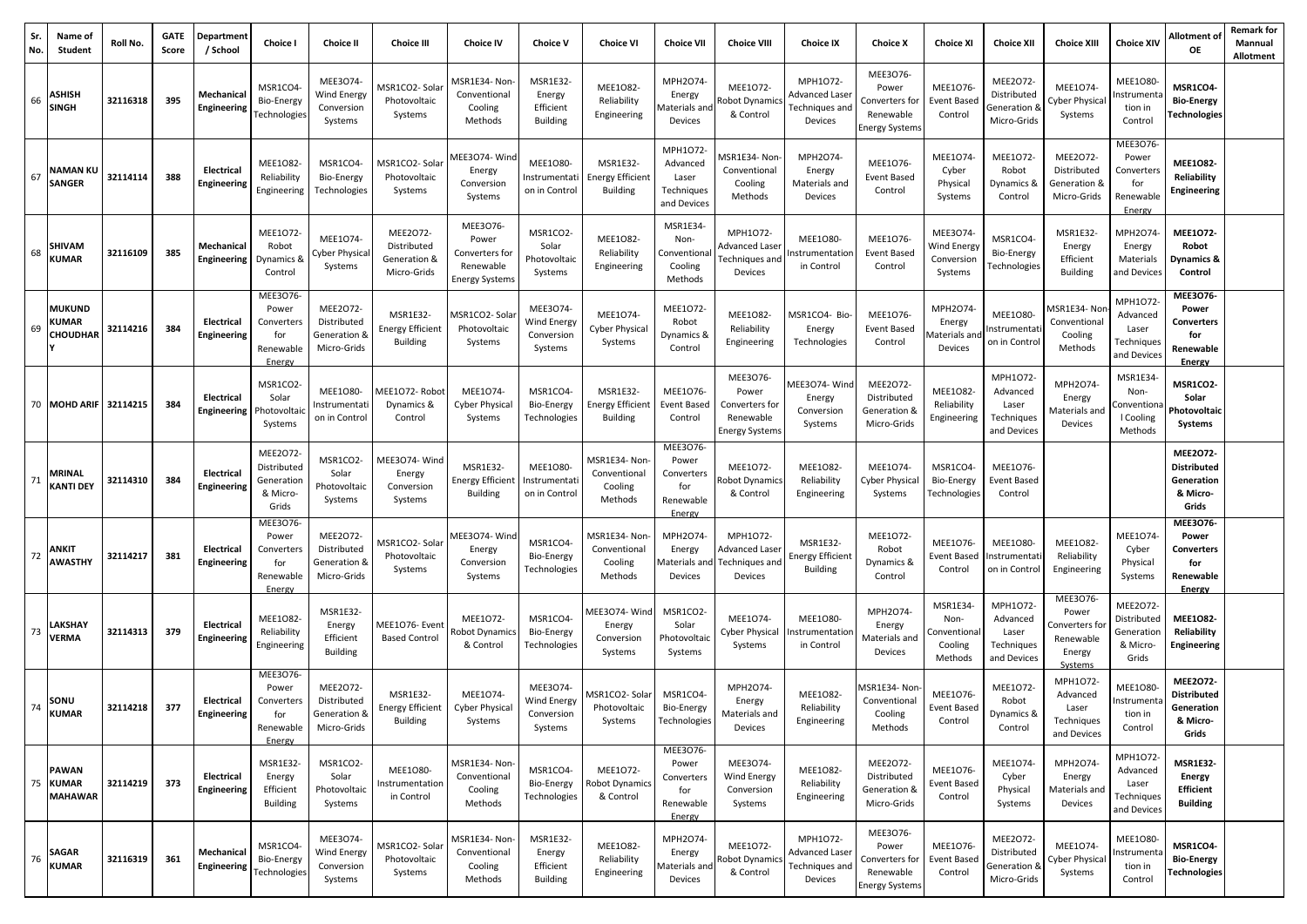| Sr. No. | Name of Student | Roll No. | GATE Score | Department / School | Choice I | Choice II | Choice III | Choice IV | Choice V | Choice VI | Choice VII | Choice VIII | Choice IX | Choice X | Choice XI | Choice XII | Choice XIII | Choice XIV | Allotment of OE | Remark for Mannual Allotment |
|---|---|---|---|---|---|---|---|---|---|---|---|---|---|---|---|---|---|---|---|---|
| 66 | ASHISH SINGH | 32116318 | 395 | Mechanical Engineering | MSR1CO4- Bio-Energy Technologies | MEE3O74- Wind Energy Conversion Systems | MSR1CO2- Solar Photovoltaic Systems | MSR1E34- Non-Conventional Cooling Methods | MSR1E32- Energy Efficient Building | MEE1O82- Reliability Engineering | MPH2O74- Energy Materials and Devices | MEE1O72- Robot Dynamics & Control | MPH1O72- Advanced Laser Techniques and Devices | MEE3O76- Power Converters for Renewable Energy Systems | MEE1O76- Event Based Control | MEE2O72- Distributed Generation & Micro-Grids | MEE1O74- Cyber Physical Systems | MEE1O80- Instrumentation in Control | **MSR1CO4- Bio-Energy Technologies** | |
| 67 | NAMAN KU SANGER | 32114114 | 388 | Electrical Engineering | MEE1O82- Reliability Engineering | MSR1CO4- Bio-Energy Technologies | MSR1CO2- Solar Photovoltaic Systems | MEE3O74- Wind Energy Conversion Systems | MEE1O80- Instrumentation in Control | MSR1E32- Energy Efficient Building | MPH1O72- Advanced Laser Techniques and Devices | MSR1E34- Non-Conventional Cooling Methods | MPH2O74- Energy Materials and Devices | MEE1O76- Event Based Control | MEE1O74- Cyber Physical Systems | MEE1O72- Robot Dynamics & Control | MEE2O72- Distributed Generation & Micro-Grids | MEE3O76- Power Converters for Renewable Energy | **MEE1O82- Reliability Engineering** | |
| 68 | SHIVAM KUMAR | 32116109 | 385 | Mechanical Engineering | MEE1O72- Robot Dynamics & Control | MEE1O74- Cyber Physical Systems | MEE2O72- Distributed Generation & Micro-Grids | MEE3O76- Power Converters for Renewable Energy Systems | MSR1CO2- Solar Photovoltaic Systems | MEE1O82- Reliability Engineering | MSR1E34- Non-Conventional Cooling Methods | MPH1O72- Advanced Laser Techniques and Devices | MEE1O80- Instrumentation in Control | MEE1O76- Event Based Control | MEE3O74- Wind Energy Conversion Systems | MSR1CO4- Bio-Energy Technologies | MSR1E32- Energy Efficient Building | MPH2O74- Energy Materials and Devices | **MEE1O72- Robot Dynamics & Control** | |
| 69 | MUKUND KUMAR CHOUDHARY | 32114216 | 384 | Electrical Engineering | MEE3O76- Power Converters for Renewable Energy | MEE2O72- Distributed Generation & Micro-Grids | MSR1E32- Energy Efficient Building | MSR1CO2- Solar Photovoltaic Systems | MEE3O74- Wind Energy Conversion Systems | MEE1O74- Cyber Physical Systems | MEE1O72- Robot Dynamics & Control | MEE1O82- Reliability Engineering | MSR1CO4- Bio-Energy Technologies | MEE1O76- Event Based Control | MPH2O74- Energy Materials and Devices | MEE1O80- Instrumentation in Control | MSR1E34- Non-Conventional Cooling Methods | MPH1O72- Advanced Laser Techniques and Devices | **MEE3O76- Power Converters for Renewable Energy** | |
| 70 | MOHD ARIF | 32114215 | 384 | Electrical Engineering | MSR1CO2- Solar Photovoltaic Systems | MEE1O80- Instrumentation in Control | MEE1O72- Robot Dynamics & Control | MEE1O74- Cyber Physical Systems | MSR1CO4- Bio-Energy Technologies | MSR1E32- Energy Efficient Building | MEE1O76- Event Based Control | MEE3O76- Power Converters for Renewable Energy Systems | MEE3O74- Wind Energy Conversion Systems | MEE2O72- Distributed Generation & Micro-Grids | MEE1O82- Reliability Engineering | MPH1O72- Advanced Laser Techniques and Devices | MPH2O74- Energy Materials and Devices | MSR1E34- Non-Conventional Cooling Methods | **MSR1CO2- Solar Photovoltaic Systems** | |
| 71 | MRINAL KANTI DEY | 32114310 | 384 | Electrical Engineering | MEE2O72- Distributed Generation & Micro-Grids | MSR1CO2- Solar Photovoltaic Systems | MEE3O74- Wind Energy Conversion Systems | MSR1E32- Energy Efficient Building | MEE1O80- Instrumentation in Control | MSR1E34- Non-Conventional Cooling Methods | MEE3O76- Power Converters for Renewable Energy | MEE1O72- Robot Dynamics & Control | MEE1O82- Reliability Engineering | MEE1O74- Cyber Physical Systems | MSR1CO4- Bio-Energy Technologies | MEE1O76- Event Based Control | | | **MEE2O72- Distributed Generation & Micro-Grids** | |
| 72 | ANKIT AWASTHY | 32114217 | 381 | Electrical Engineering | MEE3O76- Power Converters for Renewable Energy | MEE2O72- Distributed Generation & Micro-Grids | MSR1CO2- Solar Photovoltaic Systems | MEE3O74- Wind Energy Conversion Systems | MSR1CO4- Bio-Energy Technologies | MSR1E34- Non-Conventional Cooling Methods | MPH2O74- Energy Materials and Devices | MPH1O72- Advanced Laser Techniques and Devices | MSR1E32- Energy Efficient Building | MEE1O72- Robot Dynamics & Control | MEE1O76- Event Based Control | MEE1O80- Instrumentation in Control | MEE1O82- Reliability Engineering | MEE1O74- Cyber Physical Systems | **MEE3O76- Power Converters for Renewable Energy** | |
| 73 | LAKSHAY VERMA | 32114313 | 379 | Electrical Engineering | MEE1O82- Reliability Engineering | MSR1E32- Energy Efficient Building | MEE1O76- Event Based Control | MEE1O72- Robot Dynamics & Control | MSR1CO4- Bio-Energy Technologies | MEE3O74- Wind Energy Conversion Systems | MSR1CO2- Solar Photovoltaic Systems | MEE1O74- Cyber Physical Systems | MEE1O80- Instrumentation in Control | MPH2O74- Energy Materials and Devices | MSR1E34- Non-Conventional Cooling Methods | MPH1O72- Advanced Laser Techniques and Devices | MEE3O76- Power Converters for Renewable Energy Systems | MEE2O72- Distributed Generation & Micro-Grids | **MEE1O82- Reliability Engineering** | |
| 74 | SONU KUMAR | 32114218 | 377 | Electrical Engineering | MEE3O76- Power Converters for Renewable Energy | MEE2O72- Distributed Generation & Micro-Grids | MSR1E32- Energy Efficient Building | MEE1O74- Cyber Physical Systems | MEE3O74- Wind Energy Conversion Systems | MSR1CO2- Solar Photovoltaic Systems | MSR1CO4- Bio-Energy Technologies | MPH2O74- Energy Materials and Devices | MEE1O82- Reliability Engineering | MSR1E34- Non-Conventional Cooling Methods | MEE1O76- Event Based Control | MEE1O72- Robot Dynamics & Control | MPH1O72- Advanced Laser Techniques and Devices | MEE1O80- Instrumentation in Control | **MEE2O72- Distributed Generation & Micro-Grids** | |
| 75 | PAWAN KUMAR MAHAWAR | 32114219 | 373 | Electrical Engineering | MSR1E32- Energy Efficient Building | MSR1CO2- Solar Photovoltaic Systems | MEE1O80- Instrumentation in Control | MSR1E34- Non-Conventional Cooling Methods | MSR1CO4- Bio-Energy Technologies | MEE1O72- Robot Dynamics & Control | MEE3O76- Power Converters for Renewable Energy | MEE3O74- Wind Energy Conversion Systems | MEE1O82- Reliability Engineering | MEE2O72- Distributed Generation & Micro-Grids | MEE1O76- Event Based Control | MEE1O74- Cyber Physical Systems | MPH2O74- Energy Materials and Devices | MPH1O72- Advanced Laser Techniques and Devices | **MSR1E32- Energy Efficient Building** | |
| 76 | SAGAR KUMAR | 32116319 | 361 | Mechanical Engineering | MSR1CO4- Bio-Energy Technologies | MEE3O74- Wind Energy Conversion Systems | MSR1CO2- Solar Photovoltaic Systems | MSR1E34- Non-Conventional Cooling Methods | MSR1E32- Energy Efficient Building | MEE1O82- Reliability Engineering | MPH2O74- Energy Materials and Devices | MEE1O72- Robot Dynamics & Control | MPH1O72- Advanced Laser Techniques and Devices | MEE3O76- Power Converters for Renewable Energy Systems | MEE1O76- Event Based Control | MEE2O72- Distributed Generation & Micro-Grids | MEE1O74- Cyber Physical Systems | MEE1O80- Instrumentation in Control | **MSR1CO4- Bio-Energy Technologies** | |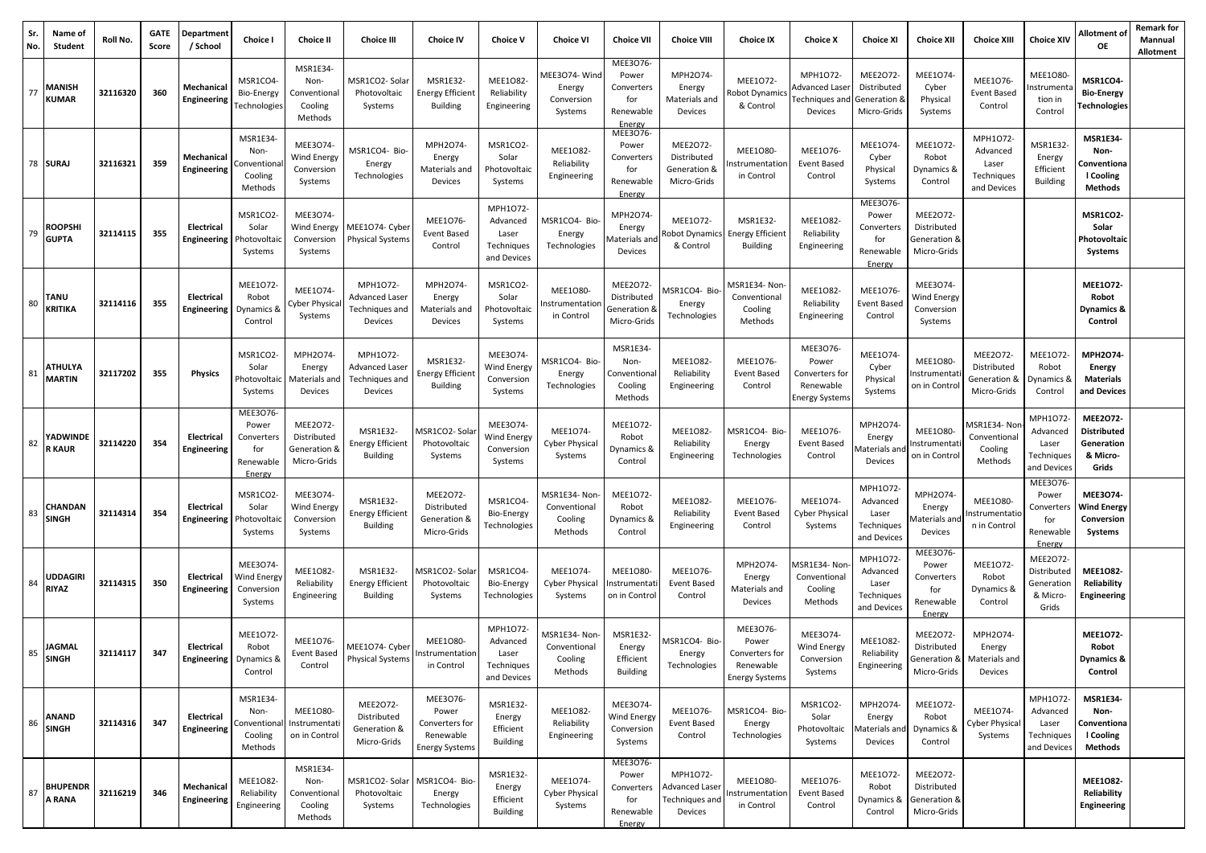| Sr. No. | Name of Student | Roll No. | GATE Score | Department / School | Choice I | Choice II | Choice III | Choice IV | Choice V | Choice VI | Choice VII | Choice VIII | Choice IX | Choice X | Choice XI | Choice XII | Choice XIII | Choice XIV | Allotment of OE | Remark for Mannual Allotment |
|---|---|---|---|---|---|---|---|---|---|---|---|---|---|---|---|---|---|---|---|---|
| 77 | MANISH KUMAR | 32116320 | 360 | Mechanical Engineering | MSR1CO4- Bio-Energy Technologies | MSR1E34- Non-Conventional Cooling Methods | MSR1CO2- Solar Photovoltaic Systems | MSR1E32- Energy Efficient Building | MEE1O82- Reliability Engineering | MEE3O74- Wind Energy Conversion Systems | MEE3O76- Power Converters for Renewable Energy | MPH2O74- Energy Materials and Devices | MEE1O72- Robot Dynamics & Control | MPH1O72- Advanced Laser Techniques and Devices | MEE2O72- Distributed Generation & Micro-Grids | MEE1O74- Cyber Physical Systems | MEE1O76- Event Based Control | MEE1O80- Instrumentation in Control | MSR1CO4- Bio-Energy Technologies | |
| 78 | SURAJ | 32116321 | 359 | Mechanical Engineering | MSR1E34- Non-Conventional Cooling Methods | MEE3O74- Wind Energy Conversion Systems | MSR1CO4- Bio-Energy Technologies | MPH2O74- Energy Materials and Devices | MSR1CO2- Solar Photovoltaic Systems | MEE1O82- Reliability Engineering | MEE3O76- Power Converters for Renewable Energy | MEE2O72- Distributed Generation & Micro-Grids | MEE1O80- Instrumentation in Control | MEE1O76- Event Based Control | MEE1O74- Cyber Physical Systems | MEE1O72- Robot Dynamics & Control | MPH1O72- Advanced Laser Techniques and Devices | MSR1E32- Energy Efficient Building | MSR1E34- Non-Conventional Cooling Methods | |
| 79 | ROOPSHI GUPTA | 32114115 | 355 | Electrical Engineering | MSR1CO2- Solar Photovoltaic Systems | MEE3O74- Wind Energy Conversion Systems | MEE1O74- Cyber Physical Systems | MEE1O76- Event Based Control | MPH1O72- Advanced Laser Techniques and Devices | MSR1CO4- Bio-Energy Technologies | MPH2O74- Energy Materials and Devices | MEE1O72- Robot Dynamics & Control | MSR1E32- Energy Efficient Building | MEE1O82- Reliability Engineering | MEE3O76- Power Converters for Renewable Energy | MEE2O72- Distributed Generation & Micro-Grids | | | MSR1CO2- Solar Photovoltaic Systems | |
| 80 | TANU KRITIKA | 32114116 | 355 | Electrical Engineering | MEE1O72- Robot Dynamics & Control | MEE1O74- Cyber Physical Systems | MPH1O72- Advanced Laser Techniques and Devices | MPH2O74- Energy Materials and Devices | MSR1CO2- Solar Photovoltaic Systems | MEE1O80- Instrumentation in Control | MEE2O72- Distributed Generation & Micro-Grids | MSR1CO4- Bio-Energy Technologies | MSR1E34- Non-Conventional Cooling Methods | MEE1O82- Reliability Engineering | MEE1O76- Event Based Control | MEE3O74- Wind Energy Conversion Systems | | | MEE1O72- Robot Dynamics & Control | |
| 81 | ATHULYA MARTIN | 32117202 | 355 | Physics | MSR1CO2- Solar Photovoltaic Systems | MPH2O74- Energy Materials and Devices | MPH1O72- Advanced Laser Techniques and Devices | MSR1E32- Energy Efficient Building | MEE3O74- Wind Energy Conversion Systems | MSR1CO4- Bio-Energy Technologies | MSR1E34- Non-Conventional Cooling Methods | MEE1O82- Reliability Engineering | MEE1O76- Event Based Control | MEE3O76- Power Converters for Renewable Energy Systems | MEE1O74- Cyber Physical Systems | MEE1O80- Instrumentation in Control | MEE2O72- Distributed Generation & Micro-Grids | MEE1O72- Robot Dynamics & Control | MPH2O74- Energy Materials and Devices | |
| 82 | YADWINDER KAUR | 32114220 | 354 | Electrical Engineering | MEE3O76- Power Converters for Renewable Energy | MEE2O72- Distributed Generation & Micro-Grids | MSR1E32- Energy Efficient Building | MSR1CO2- Solar Photovoltaic Systems | MEE3O74- Wind Energy Conversion Systems | MEE1O74- Cyber Physical Systems | MEE1O72- Robot Dynamics & Control | MEE1O82- Reliability Engineering | MSR1CO4- Bio-Energy Technologies | MEE1O76- Event Based Control | MPH2O74- Energy Materials and Devices | MEE1O80- Instrumentation in Control | MSR1E34- Non-Conventional Cooling Methods | MPH1O72- Advanced Laser Techniques and Devices | MEE2O72- Distributed Generation & Micro-Grids | |
| 83 | CHANDAN SINGH | 32114314 | 354 | Electrical Engineering | MSR1CO2- Solar Photovoltaic Systems | MEE3O74- Wind Energy Conversion Systems | MSR1E32- Energy Efficient Building | MEE2O72- Distributed Generation & Micro-Grids | MSR1CO4- Bio-Energy Technologies | MSR1E34- Non-Conventional Cooling Methods | MEE1O72- Robot Dynamics & Control | MEE1O82- Reliability Engineering | MEE1O76- Event Based Control | MEE1O74- Cyber Physical Systems | MPH1O72- Advanced Laser Techniques and Devices | MPH2O74- Energy Materials and Devices | MEE1O80- Instrumentation in Control | MEE3O76- Power Converters for Renewable Energy | MEE3O74- Wind Energy Conversion Systems | |
| 84 | UDDAGIRI RIYAZ | 32114315 | 350 | Electrical Engineering | MEE3O74- Wind Energy Conversion Systems | MEE1O82- Reliability Engineering | MSR1E32- Energy Efficient Building | MSR1CO2- Solar Photovoltaic Systems | MSR1CO4- Bio-Energy Technologies | MEE1O74- Cyber Physical Systems | MEE1O80- Instrumentation in Control | MEE1O76- Event Based Control | MPH2O74- Energy Materials and Devices | MSR1E34- Non-Conventional Cooling Methods | MPH1O72- Advanced Laser Techniques and Devices | MEE3O76- Power Converters for Renewable Energy | MEE1O72- Robot Dynamics & Control | MEE2O72- Distributed Generation & Micro-Grids | MEE1O82- Reliability Engineering | |
| 85 | JAGMAL SINGH | 32114117 | 347 | Electrical Engineering | MEE1O72- Robot Dynamics & Control | MEE1O76- Event Based Control | MEE1O74- Cyber Physical Systems | MEE1O80- Instrumentation in Control | MPH1O72- Advanced Laser Techniques and Devices | MSR1E34- Non-Conventional Cooling Methods | MSR1E32- Energy Efficient Building | MSR1CO4- Bio-Energy Technologies | MEE3O76- Power Converters for Renewable Energy Systems | MEE3O74- Wind Energy Conversion Systems | MEE1O82- Reliability Engineering | MEE2O72- Distributed Generation & Micro-Grids | MPH2O74- Energy Materials and Devices | | MEE1O72- Robot Dynamics & Control | |
| 86 | ANAND SINGH | 32114316 | 347 | Electrical Engineering | MSR1E34- Non-Conventional Cooling Methods | MEE1O80- Instrumentation in Control | MEE2O72- Distributed Generation & Micro-Grids | MEE3O76- Power Converters for Renewable Energy Systems | MSR1E32- Energy Efficient Building | MEE1O82- Reliability Engineering | MEE3O74- Wind Energy Conversion Systems | MEE1O76- Event Based Control | MSR1CO4- Bio-Energy Technologies | MSR1CO2- Solar Photovoltaic Systems | MPH2O74- Energy Materials and Devices | MEE1O72- Robot Dynamics & Control | MEE1O74- Cyber Physical Systems | MPH1O72- Advanced Laser Techniques and Devices | MSR1E34- Non-Conventional Cooling Methods | |
| 87 | BHUPENDRA RANA | 32116219 | 346 | Mechanical Engineering | MEE1O82- Reliability Engineering | MSR1E34- Non-Conventional Cooling Methods | MSR1CO2- Solar Photovoltaic Systems | MSR1CO4- Bio-Energy Technologies | MSR1E32- Energy Efficient Building | MEE1O74- Cyber Physical Systems | MEE3O76- Power Converters for Renewable Energy | MPH1O72- Advanced Laser Techniques and Devices | MEE1O80- Instrumentation in Control | MEE1O76- Event Based Control | MEE1O72- Robot Dynamics & Control | MEE2O72- Distributed Generation & Micro-Grids | | | MEE1O82- Reliability Engineering | |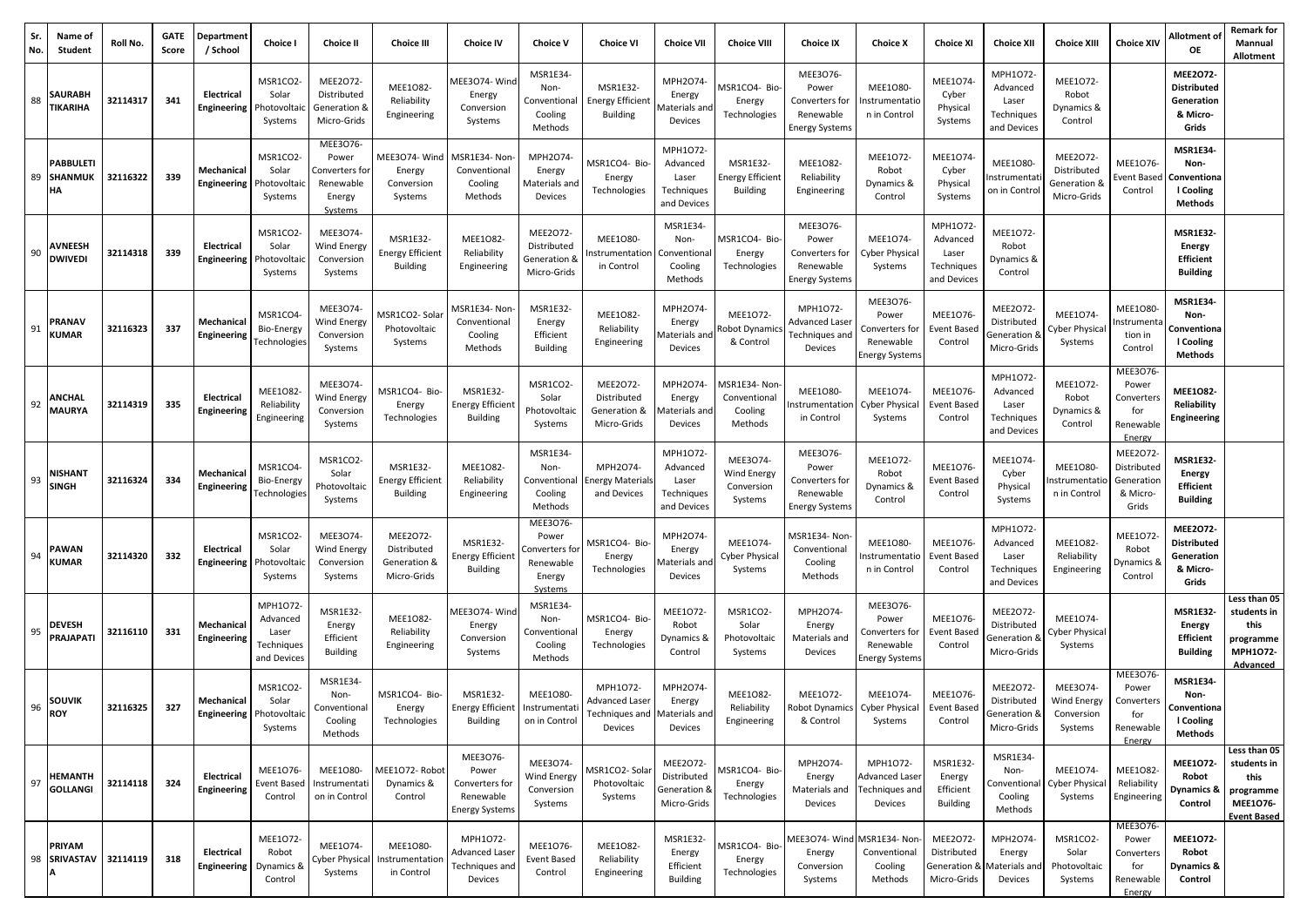| Sr. No. | Name of Student | Roll No. | GATE Score | Department / School | Choice I | Choice II | Choice III | Choice IV | Choice V | Choice VI | Choice VII | Choice VIII | Choice IX | Choice X | Choice XI | Choice XII | Choice XIII | Choice XIV | Allotment of OE | Remark for Mannual Allotment |
|---|---|---|---|---|---|---|---|---|---|---|---|---|---|---|---|---|---|---|---|---|
| 88 | SAURABH TIKARIHA | 32114317 | 341 | Electrical Engineering | MSR1CO2- Solar Photovoltaic Systems | MEE2O72- Distributed Generation & Micro-Grids | MEE1O82- Reliability Engineering | MEE3O74- Wind Energy Conversion Systems | MSR1E34- Non-Conventional Cooling Methods | MSR1E32- Energy Efficient Building | MPH2O74- Energy Materials and Devices | MSR1CO4- Bio-Energy Technologies | MEE3O76- Power Converters for Renewable Energy Systems | MEE1O80- Instrumentation in Control | MEE1O74- Cyber Physical Systems | MPH1O72- Advanced Laser Techniques and Devices | MEE1O72- Robot Dynamics & Control | | **MEE2O72- Distributed Generation & Micro-Grids** | |
| 89 | PABBULETI SHANMUKHA | 32116322 | 339 | Mechanical Engineering | MSR1CO2- Solar Photovoltaic Systems | MEE3O76- Power Converters for Renewable Energy Systems | MEE3O74- Wind Energy Conversion Systems | MSR1E34- Non-Conventional Cooling Methods | MPH2O74- Energy Materials and Devices | MSR1CO4- Bio-Energy Technologies | MPH1O72- Advanced Laser Techniques and Devices | MSR1E32- Energy Efficient Building | MEE1O82- Reliability Engineering | MEE1O72- Robot Dynamics & Control | MEE1O74- Cyber Physical Systems | MEE1O80- Instrumentation in Control | MEE2O72- Distributed Generation & Micro-Grids | MEE1O76- Event Based Control | **MSR1E34- Non-Conventional Cooling Methods** | |
| 90 | AVNEESH DWIVEDI | 32114318 | 339 | Electrical Engineering | MSR1CO2- Solar Photovoltaic Systems | MEE3O74- Wind Energy Conversion Systems | MSR1E32- Energy Efficient Building | MEE1O82- Reliability Engineering | MEE2O72- Distributed Generation & Micro-Grids | MEE1O80- Instrumentation in Control | MSR1E34- Non-Conventional Cooling Methods | MSR1CO4- Bio-Energy Technologies | MEE3O76- Power Converters for Renewable Energy Systems | MEE1O74- Cyber Physical Systems | MPH1O72- Advanced Laser Techniques and Devices | MEE1O72- Robot Dynamics & Control | | | **MSR1E32- Energy Efficient Building** | |
| 91 | PRANAV KUMAR | 32116323 | 337 | Mechanical Engineering | MSR1CO4- Bio-Energy Technologies | MEE3O74- Wind Energy Conversion Systems | MSR1CO2- Solar Photovoltaic Systems | MSR1E34- Non-Conventional Cooling Methods | MSR1E32- Energy Efficient Building | MEE1O82- Reliability Engineering | MPH2O74- Energy Materials and Devices | MEE1O72- Robot Dynamics & Control | MPH1O72- Advanced Laser Techniques and Devices | MEE3O76- Power Converters for Renewable Energy Systems | MEE1O76- Event Based Control | MEE2O72- Distributed Generation & Micro-Grids | MEE1O74- Cyber Physical Systems | MEE1O80- Instrumentation in Control | **MSR1E34- Non-Conventional Cooling Methods** | |
| 92 | ANCHAL MAURYA | 32114319 | 335 | Electrical Engineering | MEE1O82- Reliability Engineering | MEE3O74- Wind Energy Conversion Systems | MSR1CO4- Bio-Energy Technologies | MSR1E32- Energy Efficient Building | MSR1CO2- Solar Photovoltaic Systems | MEE2O72- Distributed Generation & Micro-Grids | MPH2O74- Energy Materials and Devices | MSR1E34- Non-Conventional Cooling Methods | MEE1O80- Instrumentation in Control | MEE1O74- Cyber Physical Systems | MEE1O76- Event Based Control | MPH1O72- Advanced Laser Techniques and Devices | MEE1O72- Robot Dynamics & Control | MEE3O76- Power Converters for Renewable Energy | **MEE1O82- Reliability Engineering** | |
| 93 | NISHANT SINGH | 32116324 | 334 | Mechanical Engineering | MSR1CO4- Bio-Energy Technologies | MSR1CO2- Solar Photovoltaic Systems | MSR1E32- Energy Efficient Building | MEE1O82- Reliability Engineering | MSR1E34- Non-Conventional Cooling Methods | MPH2O74- Energy Materials and Devices | MPH1O72- Advanced Laser Techniques and Devices | MEE3O74- Wind Energy Conversion Systems | MEE3O76- Power Converters for Renewable Energy Systems | MEE1O72- Robot Dynamics & Control | MEE1O76- Event Based Control | MEE1O74- Cyber Physical Systems | MEE1O80- Instrumentation in Control | MEE2O72- Distributed Generation & Micro-Grids | **MSR1E32- Energy Efficient Building** | |
| 94 | PAWAN KUMAR | 32114320 | 332 | Electrical Engineering | MSR1CO2- Solar Photovoltaic Systems | MEE3O74- Wind Energy Conversion Systems | MEE2O72- Distributed Generation & Micro-Grids | MSR1E32- Energy Efficient Building | MEE3O76- Power Converters for Renewable Energy Systems | MSR1CO4- Bio-Energy Technologies | MPH2O74- Energy Materials and Devices | MEE1O74- Cyber Physical Systems | MSR1E34- Non-Conventional Cooling Methods | MEE1O80- Instrumentation in Control | MEE1O76- Event Based Control | MPH1O72- Advanced Laser Techniques and Devices | MEE1O82- Reliability Engineering | MEE1O72- Robot Dynamics & Control | **MEE2O72- Distributed Generation & Micro-Grids** | |
| 95 | DEVESH PRAJAPATI | 32116110 | 331 | Mechanical Engineering | MPH1O72- Advanced Laser Techniques and Devices | MSR1E32- Energy Efficient Building | MEE1O82- Reliability Engineering | MEE3O74- Wind Energy Conversion Systems | MSR1E34- Non-Conventional Cooling Methods | MSR1CO4- Bio-Energy Technologies | MEE1O72- Robot Dynamics & Control | MSR1CO2- Solar Photovoltaic Systems | MPH2O74- Energy Materials and Devices | MEE3O76- Power Converters for Renewable Energy Systems | MEE1O76- Event Based Control | MEE2O72- Distributed Generation & Micro-Grids | MEE1O74- Cyber Physical Systems | | **MSR1E32- Energy Efficient Building** | Less than 05 students in this programme MPH1O72-Advanced |
| 96 | SOUVIK ROY | 32116325 | 327 | Mechanical Engineering | MSR1CO2- Solar Photovoltaic Systems | MSR1E34- Non-Conventional Cooling Methods | MSR1CO4- Bio-Energy Technologies | MSR1E32- Energy Efficient Building | MEE1O80- Instrumentation in Control | MPH1O72- Advanced Laser Techniques and Devices | MPH2O74- Energy Materials and Devices | MEE1O82- Reliability Engineering | MEE1O72- Robot Dynamics & Control | MEE1O74- Cyber Physical Systems | MEE1O76- Event Based Control | MEE2O72- Distributed Generation & Micro-Grids | MEE3O74- Wind Energy Conversion Systems | MEE3O76- Power Converters for Renewable Energy | **MSR1E34- Non-Conventional Cooling Methods** | |
| 97 | HEMANTH GOLLANGI | 32114118 | 324 | Electrical Engineering | MEE1O76- Event Based Control | MEE1O80- Instrumentation in Control | MEE1O72- Robot Dynamics & Control | MEE3O76- Power Converters for Renewable Energy Systems | MEE3O74- Wind Energy Conversion Systems | MSR1CO2- Solar Photovoltaic Systems | MEE2O72- Distributed Generation & Micro-Grids | MSR1CO4- Bio-Energy Technologies | MPH2O74- Energy Materials and Devices | MPH1O72- Advanced Laser Techniques and Devices | MSR1E32- Energy Efficient Building | MSR1E34- Non-Conventional Cooling Methods | MEE1O74- Cyber Physical Systems | MEE1O82- Reliability Engineering | **MEE1O72- Robot Dynamics & Control** | Less than 05 students in this programme MEE1O76-Event Based |
| 98 | PRIYAM SRIVASTAVA | 32114119 | 318 | Electrical Engineering | MEE1O72- Robot Dynamics & Control | MEE1O74- Cyber Physical Systems | MEE1O80- Instrumentation in Control | MPH1O72- Advanced Laser Techniques and Devices | MEE1O76- Event Based Control | MEE1O82- Reliability Engineering | MSR1E32- Energy Efficient Building | MSR1CO4- Bio-Energy Technologies | MEE3O74- Wind Energy Conversion Systems | MSR1E34- Non-Conventional Cooling Methods | MEE2O72- Distributed Generation & Micro-Grids | MPH2O74- Energy Materials and Devices | MSR1CO2- Solar Photovoltaic Systems | MEE3O76- Power Converters for Renewable Energy | **MEE1O72- Robot Dynamics & Control** | |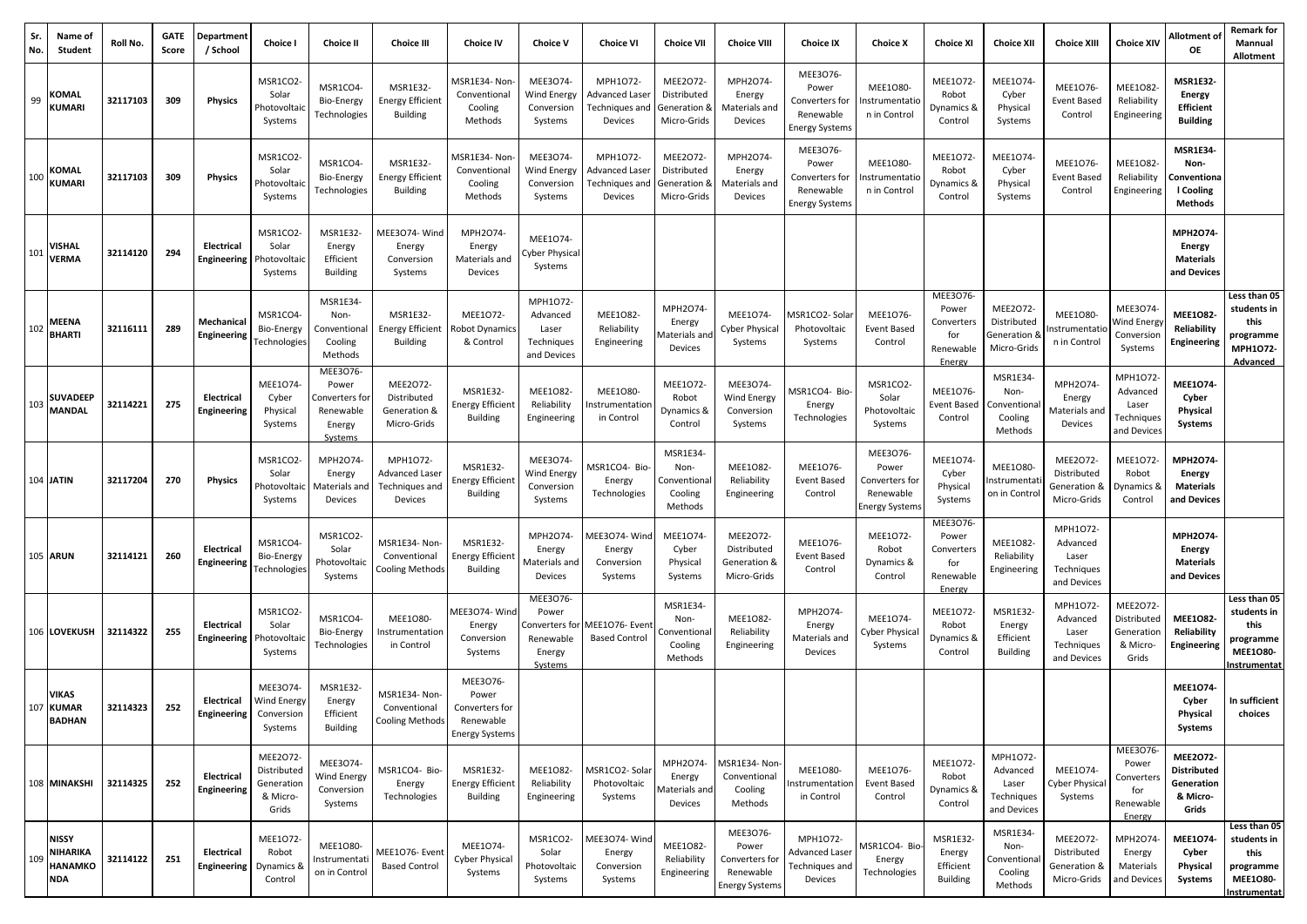| Sr. No. | Name of Student | Roll No. | GATE Score | Department / School | Choice I | Choice II | Choice III | Choice IV | Choice V | Choice VI | Choice VII | Choice VIII | Choice IX | Choice X | Choice XI | Choice XII | Choice XIII | Choice XIV | Allotment of OE | Remark for Mannual Allotment |
|---|---|---|---|---|---|---|---|---|---|---|---|---|---|---|---|---|---|---|---|---|
| 99 | KOMAL KUMARI | 32117103 | 309 | Physics | MSR1CO2- Solar Photovoltaic Systems | MSR1CO4- Bio-Energy Technologies | MSR1E32- Energy Efficient Building | MSR1E34- Non-Conventional Cooling Methods | MEE3O74- Wind Energy Conversion Systems | MPH1O72- Advanced Laser Techniques and Devices | MEE2O72- Distributed Generation & Micro-Grids | MPH2O74- Energy Materials and Devices | MEE3O76- Power Converters for Renewable Energy Systems | MEE1O80- Instrumentation in Control | MEE1O72- Robot Dynamics & Control | MEE1O74- Cyber Physical Systems | MEE1O76- Event Based Control | MEE1O82- Reliability Engineering | **MSR1E32- Energy Efficient Building** | |
| 100 | KOMAL KUMARI | 32117103 | 309 | Physics | MSR1CO2- Solar Photovoltaic Systems | MSR1CO4- Bio-Energy Technologies | MSR1E32- Energy Efficient Building | MSR1E34- Non-Conventional Cooling Methods | MEE3O74- Wind Energy Conversion Systems | MPH1O72- Advanced Laser Techniques and Devices | MEE2O72- Distributed Generation & Micro-Grids | MPH2O74- Energy Materials and Devices | MEE3O76- Power Converters for Renewable Energy Systems | MEE1O80- Instrumentation in Control | MEE1O72- Robot Dynamics & Control | MEE1O74- Cyber Physical Systems | MEE1O76- Event Based Control | MEE1O82- Reliability Engineering | **MSR1E34- Non-Conventional Cooling Methods** | |
| 101 | VISHAL VERMA | 32114120 | 294 | Electrical Engineering | MSR1CO2- Solar Photovoltaic Systems | MSR1E32- Energy Efficient Building | MEE3O74- Wind Energy Conversion Systems | MPH2O74- Energy Materials and Devices | MEE1O74- Cyber Physical Systems | | | | | | | | | | **MPH2O74- Energy Materials and Devices** | |
| 102 | MEENA BHARTI | 32116111 | 289 | Mechanical Engineering | MSR1CO4- Bio-Energy Technologies | MSR1E34- Non-Conventional Cooling Methods | MSR1E32- Energy Efficient Building | MEE1O72- Robot Dynamics & Control | MPH1O72- Advanced Laser Techniques and Devices | MEE1O82- Reliability Engineering | MPH2O74- Energy Materials and Devices | MEE1O74- Cyber Physical Systems | MSR1CO2- Solar Photovoltaic Systems | MEE1O76- Event Based Control | MEE3O76- Power Converters for Renewable Energy | MEE2O72- Distributed Generation & Micro-Grids | MEE1O80- Instrumentation in Control | MEE3O74- Wind Energy Conversion Systems | **MEE1O82- Reliability Engineering** | **Less than 05 students in this programme MPH1O72- Advanced** |
| 103 | SUVADEEP MANDAL | 32114221 | 275 | Electrical Engineering | MEE1O74- Cyber Physical Systems | MEE3O76- Power Converters for Renewable Energy Systems | MEE2O72- Distributed Generation & Micro-Grids | MSR1E32- Energy Efficient Building | MEE1O82- Reliability Engineering | MEE1O80- Instrumentation in Control | MEE1O72- Robot Dynamics & Control | MEE3O74- Wind Energy Conversion Systems | MSR1CO4- Bio-Energy Technologies | MSR1CO2- Solar Photovoltaic Systems | MEE1O76- Event Based Control | MSR1E34- Non-Conventional Cooling Methods | MPH2O74- Energy Materials and Devices | MPH1O72- Advanced Laser Techniques and Devices | **MEE1O74- Cyber Physical Systems** | |
| 104 | JATIN | 32117204 | 270 | Physics | MSR1CO2- Solar Photovoltaic Systems | MPH2O74- Energy Materials and Devices | MPH1O72- Advanced Laser Techniques and Devices | MSR1E32- Energy Efficient Building | MEE3O74- Wind Energy Conversion Systems | MSR1CO4- Bio-Energy Technologies | MSR1E34- Non-Conventional Cooling Methods | MEE1O82- Reliability Engineering | MEE1O76- Event Based Control | MEE3O76- Power Converters for Renewable Energy Systems | MEE1O74- Cyber Physical Systems | MEE1O80- Instrumentation in Control | MEE2O72- Distributed Generation & Micro-Grids | MEE1O72- Robot Dynamics & Control | **MPH2O74- Energy Materials and Devices** | |
| 105 | ARUN | 32114121 | 260 | Electrical Engineering | MSR1CO4- Bio-Energy Technologies | MSR1CO2- Solar Photovoltaic Systems | MSR1E34- Non-Conventional Cooling Methods | MSR1E32- Energy Efficient Building | MPH2O74- Energy Materials and Devices | MEE3O74- Wind Energy Conversion Systems | MEE1O74- Cyber Physical Systems | MEE2O72- Distributed Generation & Micro-Grids | MEE1O76- Event Based Control | MEE1O72- Robot Dynamics & Control | MEE3O76- Power Converters for Renewable Energy | MEE1O82- Reliability Engineering | MPH1O72- Advanced Laser Techniques and Devices | | **MPH2O74- Energy Materials and Devices** | |
| 106 | LOVEKUSH | 32114322 | 255 | Electrical Engineering | MSR1CO2- Solar Photovoltaic Systems | MSR1CO4- Bio-Energy Technologies | MEE1O80- Instrumentation in Control | MEE3O74- Wind Energy Conversion Systems | MEE3O76- Power Converters for Renewable Energy Systems | MEE1O76- Event Based Control | MSR1E34- Non-Conventional Cooling Methods | MEE1O82- Reliability Engineering | MPH2O74- Energy Materials and Devices | MEE1O74- Cyber Physical Systems | MEE1O72- Robot Dynamics & Control | MSR1E32- Energy Efficient Building | MPH1O72- Advanced Laser Techniques and Devices | MEE2O72- Distributed Generation & Micro-Grids | **MEE1O82- Reliability Engineering** | **Less than 05 students in this programme MEE1O80- Instrumentat** |
| 107 | VIKAS KUMAR BADHAN | 32114323 | 252 | Electrical Engineering | MEE3O74- Wind Energy Conversion Systems | MSR1E32- Energy Efficient Building | MSR1E34- Non-Conventional Cooling Methods | MEE3O76- Power Converters for Renewable Energy Systems | | | | | | | | | | | **MEE1O74- Cyber Physical Systems** | **In sufficient choices** |
| 108 | MINAKSHI | 32114325 | 252 | Electrical Engineering | MEE2O72- Distributed Generation & Micro-Grids | MEE3O74- Wind Energy Conversion Systems | MSR1CO4- Bio-Energy Technologies | MSR1E32- Energy Efficient Building | MEE1O82- Reliability Engineering | MSR1CO2- Solar Photovoltaic Systems | MPH2O74- Energy Materials and Devices | MSR1E34- Non-Conventional Cooling Methods | MEE1O80- Instrumentation in Control | MEE1O76- Event Based Control | MEE1O72- Robot Dynamics & Control | MPH1O72- Advanced Laser Techniques and Devices | MEE1O74- Cyber Physical Systems | MEE3O76- Power Converters for Renewable Energy | **MEE2O72- Distributed Generation & Micro-Grids** | |
| 109 | NISSY NIHARIKA HANAMKONDA | 32114122 | 251 | Electrical Engineering | MEE1O72- Robot Dynamics & Control | MEE1O80- Instrumentation in Control | MEE1O76- Event Based Control | MEE1O74- Cyber Physical Systems | MSR1CO2- Solar Photovoltaic Systems | MEE3O74- Wind Energy Conversion Systems | MEE1O82- Reliability Engineering | MEE3O76- Power Converters for Renewable Energy Systems | MPH1O72- Advanced Laser Techniques and Devices | MSR1CO4- Bio-Energy Technologies | MSR1E32- Energy Efficient Building | MSR1E34- Non-Conventional Cooling Methods | MEE2O72- Distributed Generation & Micro-Grids | MPH2O74- Energy Materials and Devices | **MEE1O74- Cyber Physical Systems** | **Less than 05 students in this programme MEE1O80- Instrumentat** |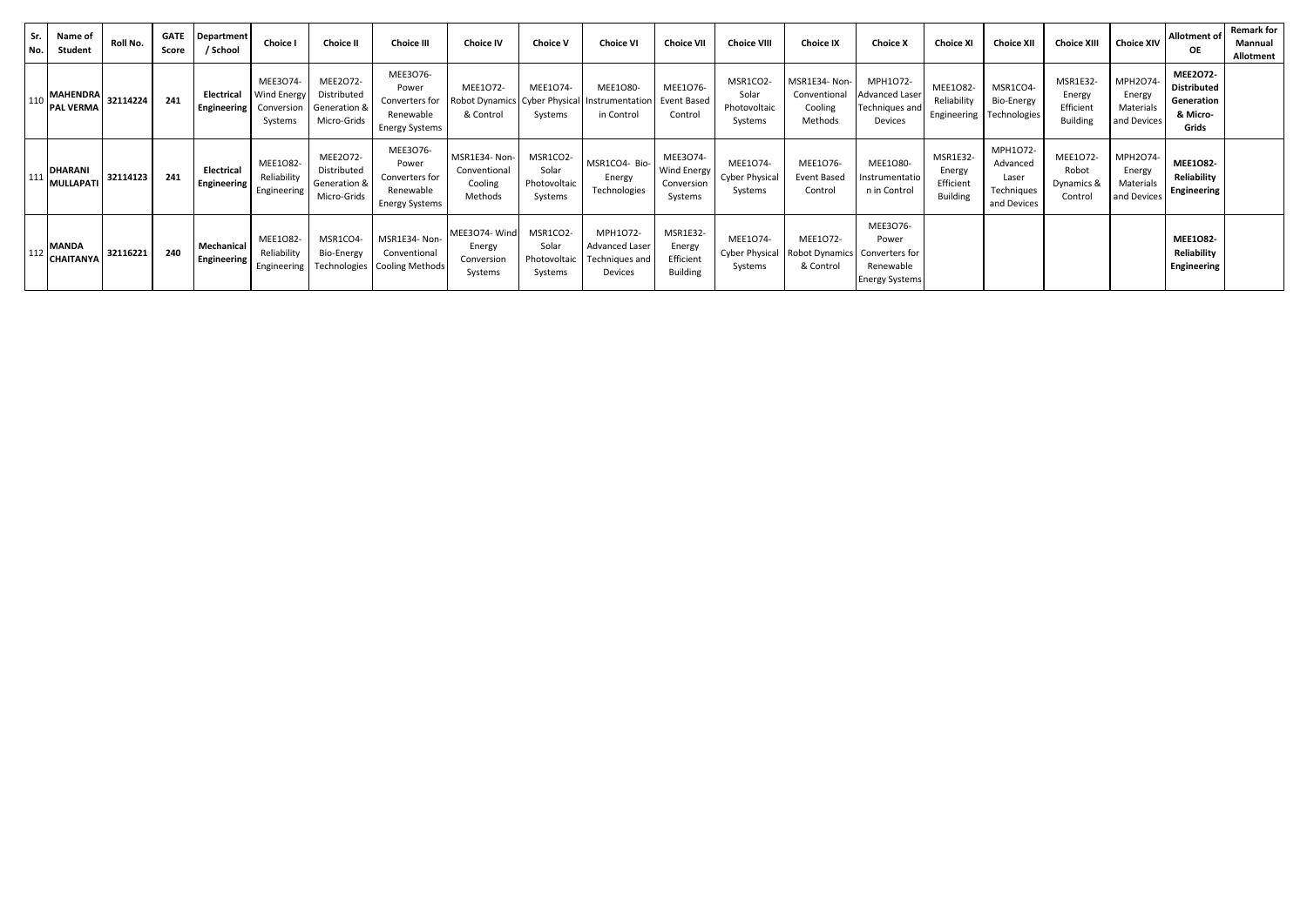| Sr. No. | Name of Student | Roll No. | GATE Score | Department / School | Choice I | Choice II | Choice III | Choice IV | Choice V | Choice VI | Choice VII | Choice VIII | Choice IX | Choice X | Choice XI | Choice XII | Choice XIII | Choice XIV | Allotment of OE | Remark for Mannual Allotment |
|---|---|---|---|---|---|---|---|---|---|---|---|---|---|---|---|---|---|---|---|---|
| 110 | **MAHENDRA PAL VERMA** | 32114224 | 241 | **Electrical Engineering** | MEE3O74- Wind Energy Conversion Systems | MEE2O72- Distributed Generation & Micro-Grids | MEE3O76- Power Converters for Renewable Energy Systems | MEE1O72- Robot Dynamics & Control | MEE1O74- Cyber Physical Systems | MEE1O80- Instrumentation in Control | MEE1O76- Event Based Control | MSR1CO2- Solar Photovoltaic Systems | MSR1E34- Non-Conventional Cooling Methods | MPH1O72- Advanced Laser Techniques and Devices | MEE1O82- Reliability Engineering | MSR1CO4- Bio-Energy Technologies | MSR1E32- Energy Efficient Building | MPH2O74- Energy Materials and Devices | **MEE2O72- Distributed Generation & Micro-Grids** | |
| 111 | **DHARANI MULLAPATI** | 32114123 | 241 | **Electrical Engineering** | MEE1O82- Reliability Engineering | MEE2O72- Distributed Generation & Micro-Grids | MEE3O76- Power Converters for Renewable Energy Systems | MSR1E34- Non-Conventional Cooling Methods | MSR1CO2- Solar Photovoltaic Systems | MSR1CO4- Bio-Energy Technologies | MEE3O74- Wind Energy Conversion Systems | MEE1O74- Cyber Physical Systems | MEE1O76- Event Based Control | MEE1O80- Instrumentation in Control | MSR1E32- Energy Efficient Building | MPH1O72- Advanced Laser Techniques and Devices | MEE1O72- Robot Dynamics & Control | MPH2O74- Energy Materials and Devices | **MEE1O82- Reliability Engineering** | |
| 112 | **MANDA CHAITANYA** | 32116221 | 240 | **Mechanical Engineering** | MEE1O82- Reliability Engineering | MSR1CO4- Bio-Energy Technologies | MSR1E34- Non-Conventional Cooling Methods | MEE3O74- Wind Energy Conversion Systems | MSR1CO2- Solar Photovoltaic Systems | MPH1O72- Advanced Laser Techniques and Devices | MSR1E32- Energy Efficient Building | MEE1O74- Cyber Physical Systems | MEE1O72- Robot Dynamics & Control | MEE3O76- Power Converters for Renewable Energy Systems | | | | | **MEE1O82- Reliability Engineering** | |